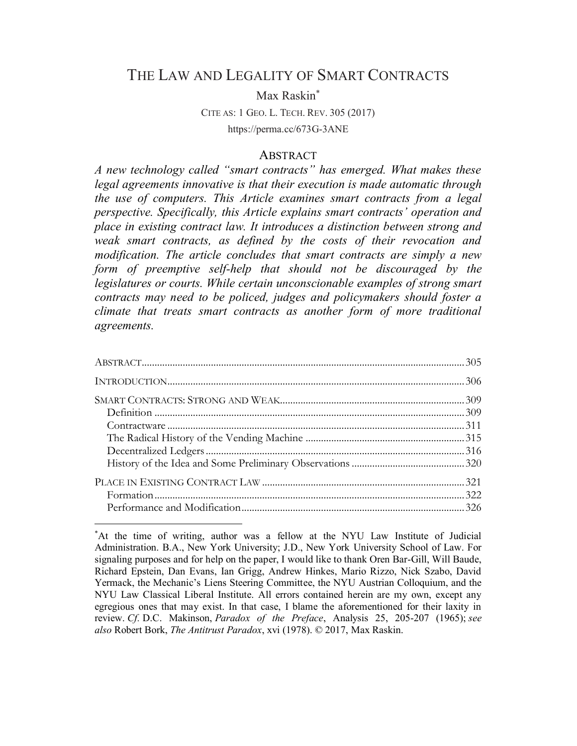# THE LAW AND LEGALITY OF SMART CONTRACTS

Max Raskin*

CITE AS: 1 GEO. L. TECH. REV. 305 (2017)

https://perma.cc/673G-3ANE

## ABSTRACT

*A new technology called "smart contracts" has emerged. What makes these legal agreements innovative is that their execution is made automatic through the use of computers. This Article examines smart contracts from a legal perspective. Specifically, this Article explains smart contracts' operation and place in existing contract law. It introduces a distinction between strong and weak smart contracts, as defined by the costs of their revocation and modification. The article concludes that smart contracts are simply a new form of preemptive self-help that should not be discouraged by the legislatures or courts. While certain unconscionable examples of strong smart contracts may need to be policed, judges and policymakers should foster a climate that treats smart contracts as another form of more traditional agreements.*

| | |
|---|---|
| ABSTRACT | 305 |
| INTRODUCTION | 306 |
| SMART CONTRACTS: STRONG AND WEAK | 309 |
| Definition | 309 |
| Contractware | 311 |
| The Radical History of the Vending Machine | 315 |
| Decentralized Ledgers | 316 |
| History of the Idea and Some Preliminary Observations | 320 |
| PLACE IN EXISTING CONTRACT LAW | 321 |
| Formation | 322 |
| Performance and Modification | 326 |

*At the time of writing, author was a fellow at the NYU Law Institute of Judicial Administration. B.A., New York University; J.D., New York University School of Law. For signaling purposes and for help on the paper, I would like to thank Oren Bar-Gill, Will Baude, Richard Epstein, Dan Evans, Ian Grigg, Andrew Hinkes, Mario Rizzo, Nick Szabo, David Yermack, the Mechanic's Liens Steering Committee, the NYU Austrian Colloquium, and the NYU Law Classical Liberal Institute. All errors contained herein are my own, except any egregious ones that may exist. In that case, I blame the aforementioned for their laxity in review. *Cf.* D.C. Makinson, *Paradox of the Preface*, Analysis 25, 205-207 (1965); *see also* Robert Bork, *The Antitrust Paradox*, xvi (1978). © 2017, Max Raskin.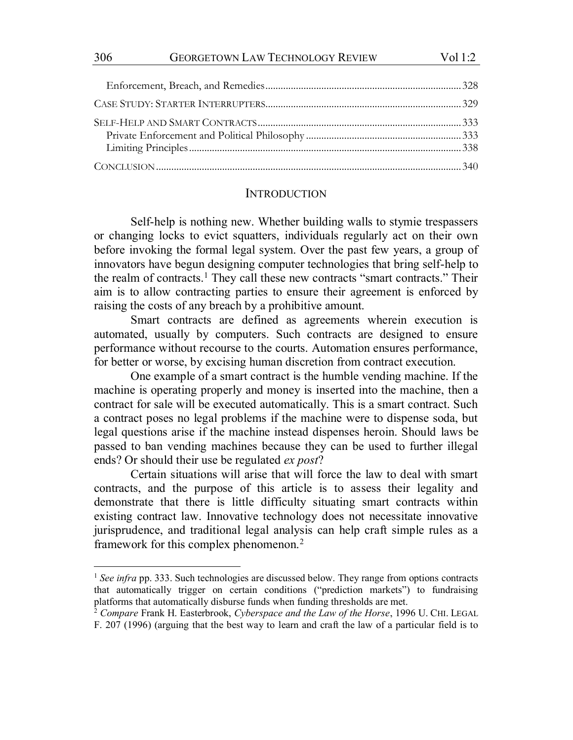| | |
|---|---|
| Enforcement, Breach, and Remedies | 328 |
| CASE STUDY: STARTER INTERRUPTERS | 329 |
| SELF-HELP AND SMART CONTRACTS | 333 |
| Private Enforcement and Political Philosophy | 333 |
| Limiting Principles | 338 |
| CONCLUSION | 340 |

## INTRODUCTION

Self-help is nothing new. Whether building walls to stymie trespassers or changing locks to evict squatters, individuals regularly act on their own before invoking the formal legal system. Over the past few years, a group of innovators have begun designing computer technologies that bring self-help to the realm of contracts.[1] They call these new contracts "smart contracts." Their aim is to allow contracting parties to ensure their agreement is enforced by raising the costs of any breach by a prohibitive amount.

Smart contracts are defined as agreements wherein execution is automated, usually by computers. Such contracts are designed to ensure performance without recourse to the courts. Automation ensures performance, for better or worse, by excising human discretion from contract execution.

One example of a smart contract is the humble vending machine. If the machine is operating properly and money is inserted into the machine, then a contract for sale will be executed automatically. This is a smart contract. Such a contract poses no legal problems if the machine were to dispense soda, but legal questions arise if the machine instead dispenses heroin. Should laws be passed to ban vending machines because they can be used to further illegal ends? Or should their use be regulated *ex post*?

Certain situations will arise that will force the law to deal with smart contracts, and the purpose of this article is to assess their legality and demonstrate that there is little difficulty situating smart contracts within existing contract law. Innovative technology does not necessitate innovative jurisprudence, and traditional legal analysis can help craft simple rules as a framework for this complex phenomenon.[2]

---

[1] *See infra* pp. 333. Such technologies are discussed below. They range from options contracts that automatically trigger on certain conditions ("prediction markets") to fundraising platforms that automatically disburse funds when funding thresholds are met.

[2] *Compare* Frank H. Easterbrook, *Cyberspace and the Law of the Horse*, 1996 U. CHI. LEGAL F. 207 (1996) (arguing that the best way to learn and craft the law of a particular field is to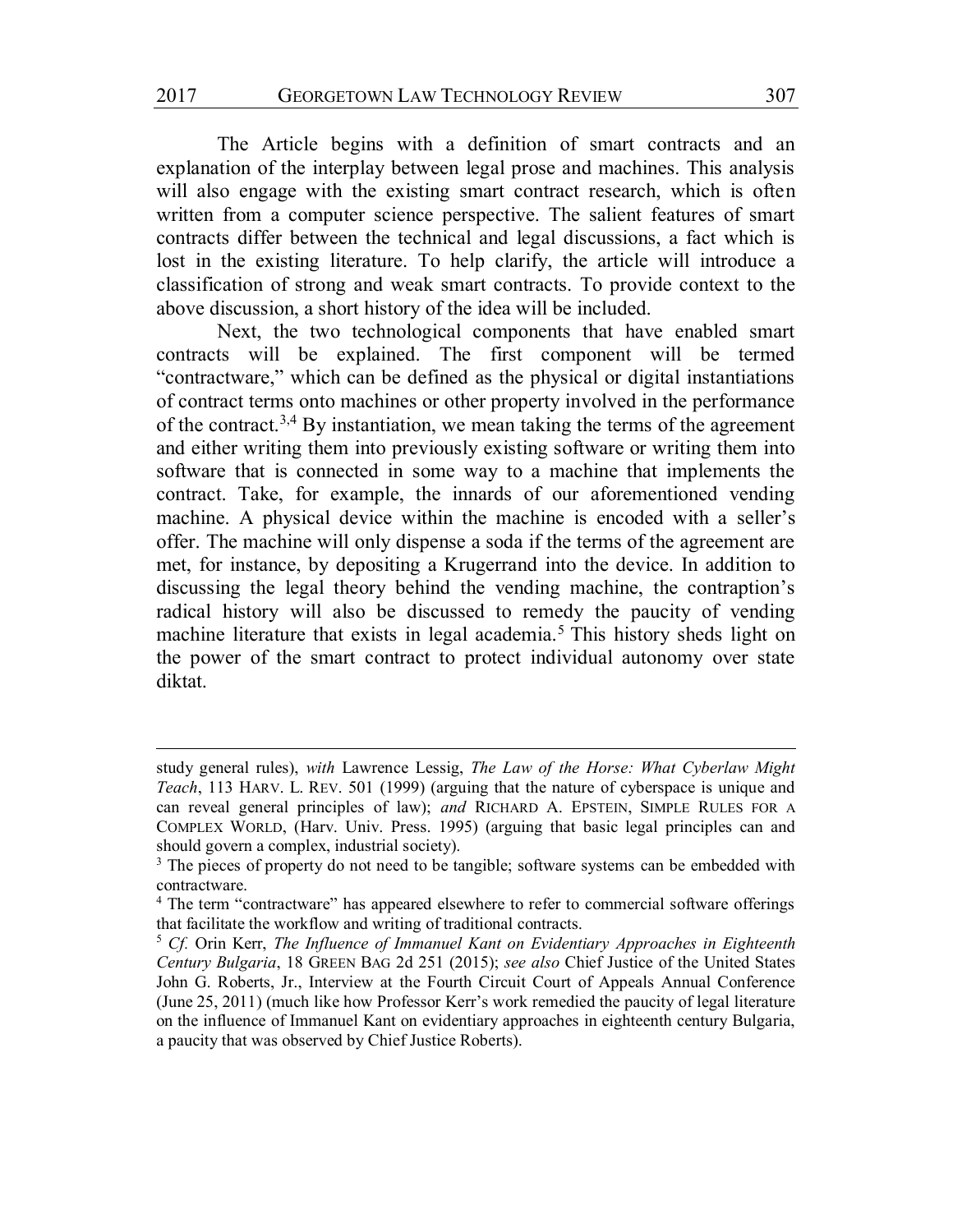The Article begins with a definition of smart contracts and an explanation of the interplay between legal prose and machines. This analysis will also engage with the existing smart contract research, which is often written from a computer science perspective. The salient features of smart contracts differ between the technical and legal discussions, a fact which is lost in the existing literature. To help clarify, the article will introduce a classification of strong and weak smart contracts. To provide context to the above discussion, a short history of the idea will be included.

Next, the two technological components that have enabled smart contracts will be explained. The first component will be termed "contractware," which can be defined as the physical or digital instantiations of contract terms onto machines or other property involved in the performance of the contract.[3,4] By instantiation, we mean taking the terms of the agreement and either writing them into previously existing software or writing them into software that is connected in some way to a machine that implements the contract. Take, for example, the innards of our aforementioned vending machine. A physical device within the machine is encoded with a seller's offer. The machine will only dispense a soda if the terms of the agreement are met, for instance, by depositing a Krugerrand into the device. In addition to discussing the legal theory behind the vending machine, the contraption's radical history will also be discussed to remedy the paucity of vending machine literature that exists in legal academia.[5] This history sheds light on the power of the smart contract to protect individual autonomy over state diktat.

---

study general rules), *with* Lawrence Lessig, *The Law of the Horse: What Cyberlaw Might Teach*, 113 HARV. L. REV. 501 (1999) (arguing that the nature of cyberspace is unique and can reveal general principles of law); *and* RICHARD A. EPSTEIN, SIMPLE RULES FOR A COMPLEX WORLD, (Harv. Univ. Press. 1995) (arguing that basic legal principles can and should govern a complex, industrial society).

[3] The pieces of property do not need to be tangible; software systems can be embedded with contractware.

[4] The term "contractware" has appeared elsewhere to refer to commercial software offerings that facilitate the workflow and writing of traditional contracts.

[5] *Cf.* Orin Kerr, *The Influence of Immanuel Kant on Evidentiary Approaches in Eighteenth Century Bulgaria*, 18 GREEN BAG 2d 251 (2015); *see also* Chief Justice of the United States John G. Roberts, Jr., Interview at the Fourth Circuit Court of Appeals Annual Conference (June 25, 2011) (much like how Professor Kerr's work remedied the paucity of legal literature on the influence of Immanuel Kant on evidentiary approaches in eighteenth century Bulgaria, a paucity that was observed by Chief Justice Roberts).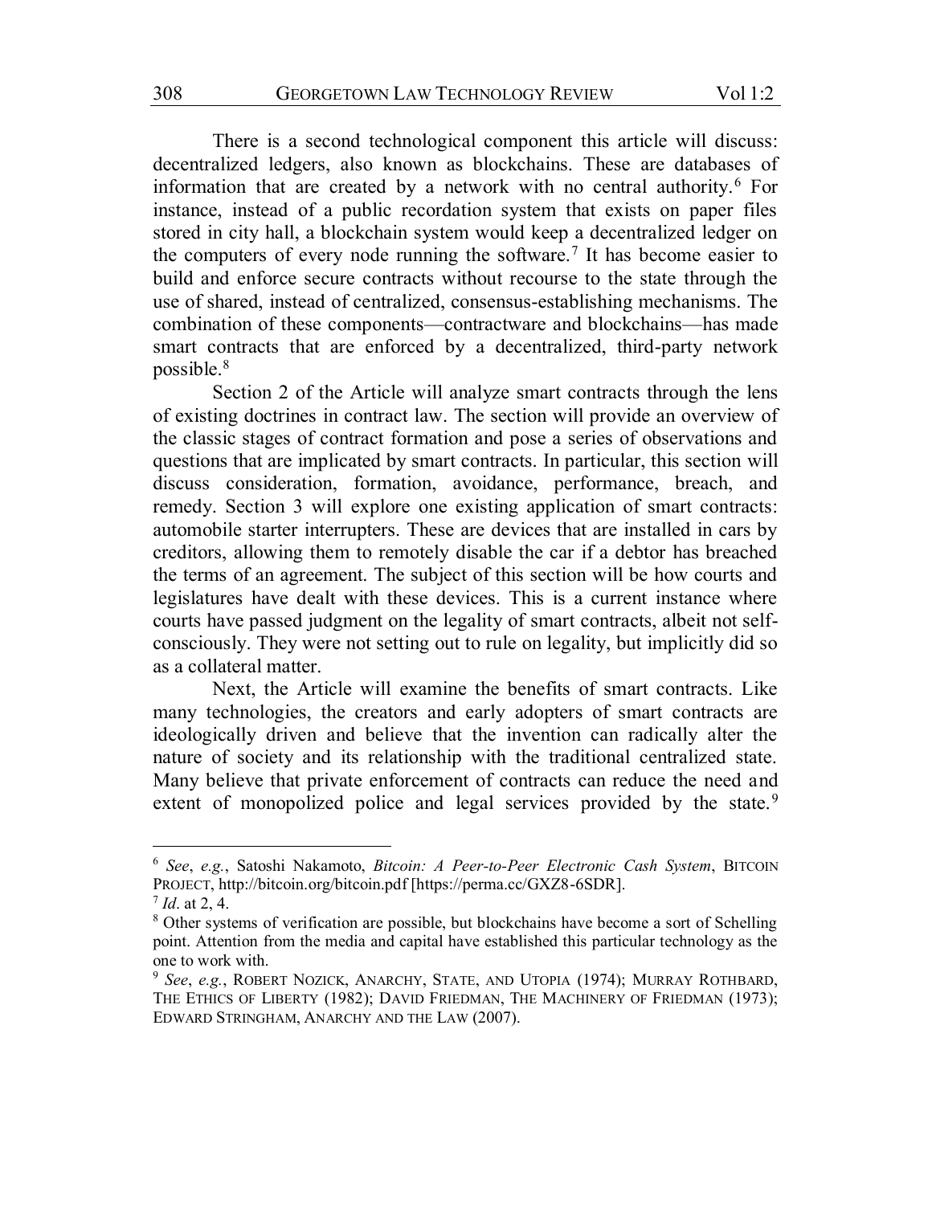There is a second technological component this article will discuss: decentralized ledgers, also known as blockchains. These are databases of information that are created by a network with no central authority.[6] For instance, instead of a public recordation system that exists on paper files stored in city hall, a blockchain system would keep a decentralized ledger on the computers of every node running the software.[7] It has become easier to build and enforce secure contracts without recourse to the state through the use of shared, instead of centralized, consensus-establishing mechanisms. The combination of these components—contractware and blockchains—has made smart contracts that are enforced by a decentralized, third-party network possible.[8]

Section 2 of the Article will analyze smart contracts through the lens of existing doctrines in contract law. The section will provide an overview of the classic stages of contract formation and pose a series of observations and questions that are implicated by smart contracts. In particular, this section will discuss consideration, formation, avoidance, performance, breach, and remedy. Section 3 will explore one existing application of smart contracts: automobile starter interrupters. These are devices that are installed in cars by creditors, allowing them to remotely disable the car if a debtor has breached the terms of an agreement. The subject of this section will be how courts and legislatures have dealt with these devices. This is a current instance where courts have passed judgment on the legality of smart contracts, albeit not self-consciously. They were not setting out to rule on legality, but implicitly did so as a collateral matter.

Next, the Article will examine the benefits of smart contracts. Like many technologies, the creators and early adopters of smart contracts are ideologically driven and believe that the invention can radically alter the nature of society and its relationship with the traditional centralized state. Many believe that private enforcement of contracts can reduce the need and extent of monopolized police and legal services provided by the state.[9]

---

[6] *See*, *e.g.*, Satoshi Nakamoto, *Bitcoin: A Peer-to-Peer Electronic Cash System*, BITCOIN PROJECT, http://bitcoin.org/bitcoin.pdf [https://perma.cc/GXZ8-6SDR].

[7] *Id*. at 2, 4.

[8] Other systems of verification are possible, but blockchains have become a sort of Schelling point. Attention from the media and capital have established this particular technology as the one to work with.

[9] *See*, *e.g.*, ROBERT NOZICK, ANARCHY, STATE, AND UTOPIA (1974); MURRAY ROTHBARD, THE ETHICS OF LIBERTY (1982); DAVID FRIEDMAN, THE MACHINERY OF FRIEDMAN (1973); EDWARD STRINGHAM, ANARCHY AND THE LAW (2007).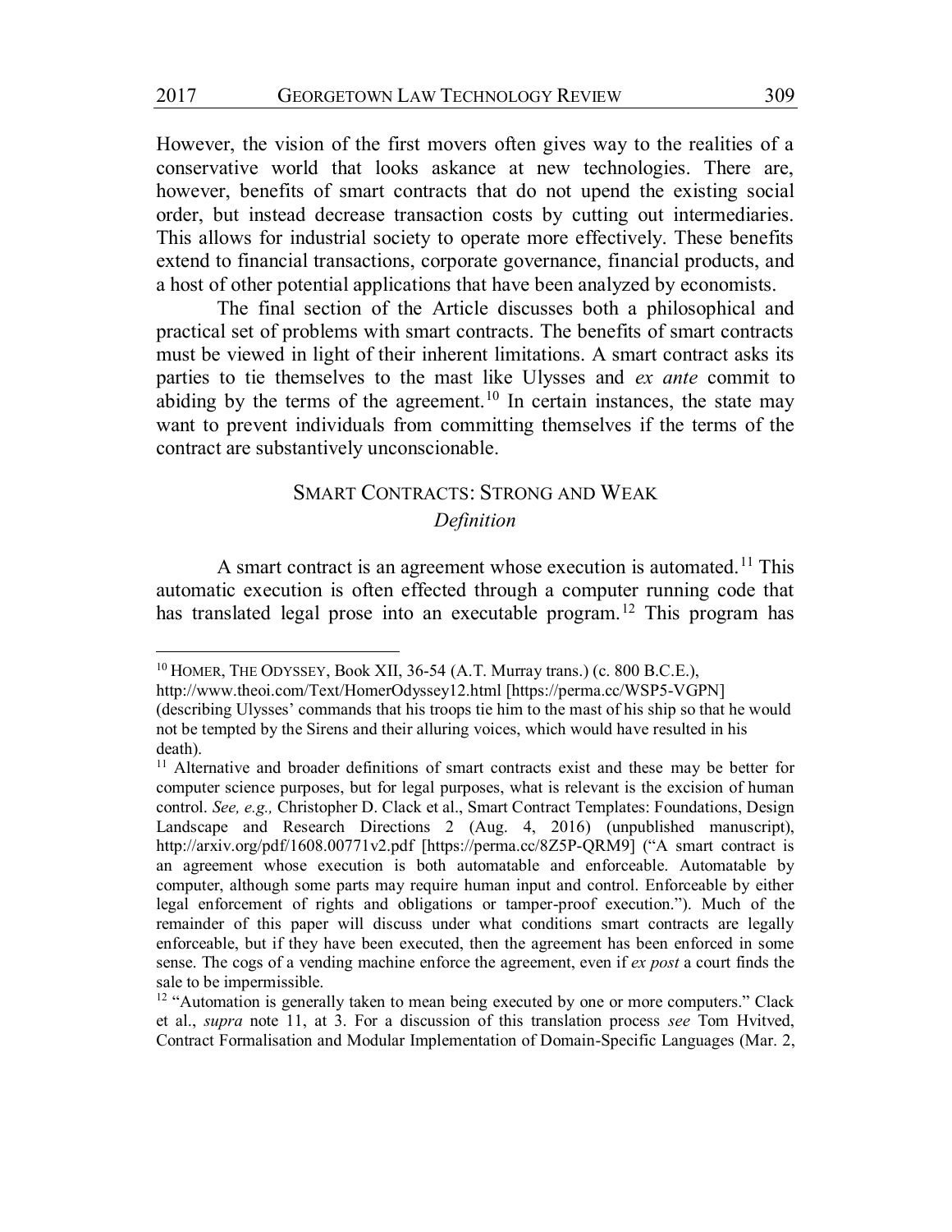However, the vision of the first movers often gives way to the realities of a conservative world that looks askance at new technologies. There are, however, benefits of smart contracts that do not upend the existing social order, but instead decrease transaction costs by cutting out intermediaries. This allows for industrial society to operate more effectively. These benefits extend to financial transactions, corporate governance, financial products, and a host of other potential applications that have been analyzed by economists.

The final section of the Article discusses both a philosophical and practical set of problems with smart contracts. The benefits of smart contracts must be viewed in light of their inherent limitations. A smart contract asks its parties to tie themselves to the mast like Ulysses and *ex ante* commit to abiding by the terms of the agreement.[10] In certain instances, the state may want to prevent individuals from committing themselves if the terms of the contract are substantively unconscionable.

## SMART CONTRACTS: STRONG AND WEAK

### *Definition*

A smart contract is an agreement whose execution is automated.[11] This automatic execution is often effected through a computer running code that has translated legal prose into an executable program.[12] This program has

---

[10] HOMER, THE ODYSSEY, Book XII, 36-54 (A.T. Murray trans.) (c. 800 B.C.E.), http://www.theoi.com/Text/HomerOdyssey12.html [https://perma.cc/WSP5-VGPN] (describing Ulysses' commands that his troops tie him to the mast of his ship so that he would not be tempted by the Sirens and their alluring voices, which would have resulted in his death).

[11] Alternative and broader definitions of smart contracts exist and these may be better for computer science purposes, but for legal purposes, what is relevant is the excision of human control. *See, e.g.,* Christopher D. Clack et al., Smart Contract Templates: Foundations, Design Landscape and Research Directions 2 (Aug. 4, 2016) (unpublished manuscript), http://arxiv.org/pdf/1608.00771v2.pdf [https://perma.cc/8Z5P-QRM9] ("A smart contract is an agreement whose execution is both automatable and enforceable. Automatable by computer, although some parts may require human input and control. Enforceable by either legal enforcement of rights and obligations or tamper-proof execution."). Much of the remainder of this paper will discuss under what conditions smart contracts are legally enforceable, but if they have been executed, then the agreement has been enforced in some sense. The cogs of a vending machine enforce the agreement, even if *ex post* a court finds the sale to be impermissible.

[12] "Automation is generally taken to mean being executed by one or more computers." Clack et al., *supra* note 11, at 3. For a discussion of this translation process *see* Tom Hvitved, Contract Formalisation and Modular Implementation of Domain-Specific Languages (Mar. 2,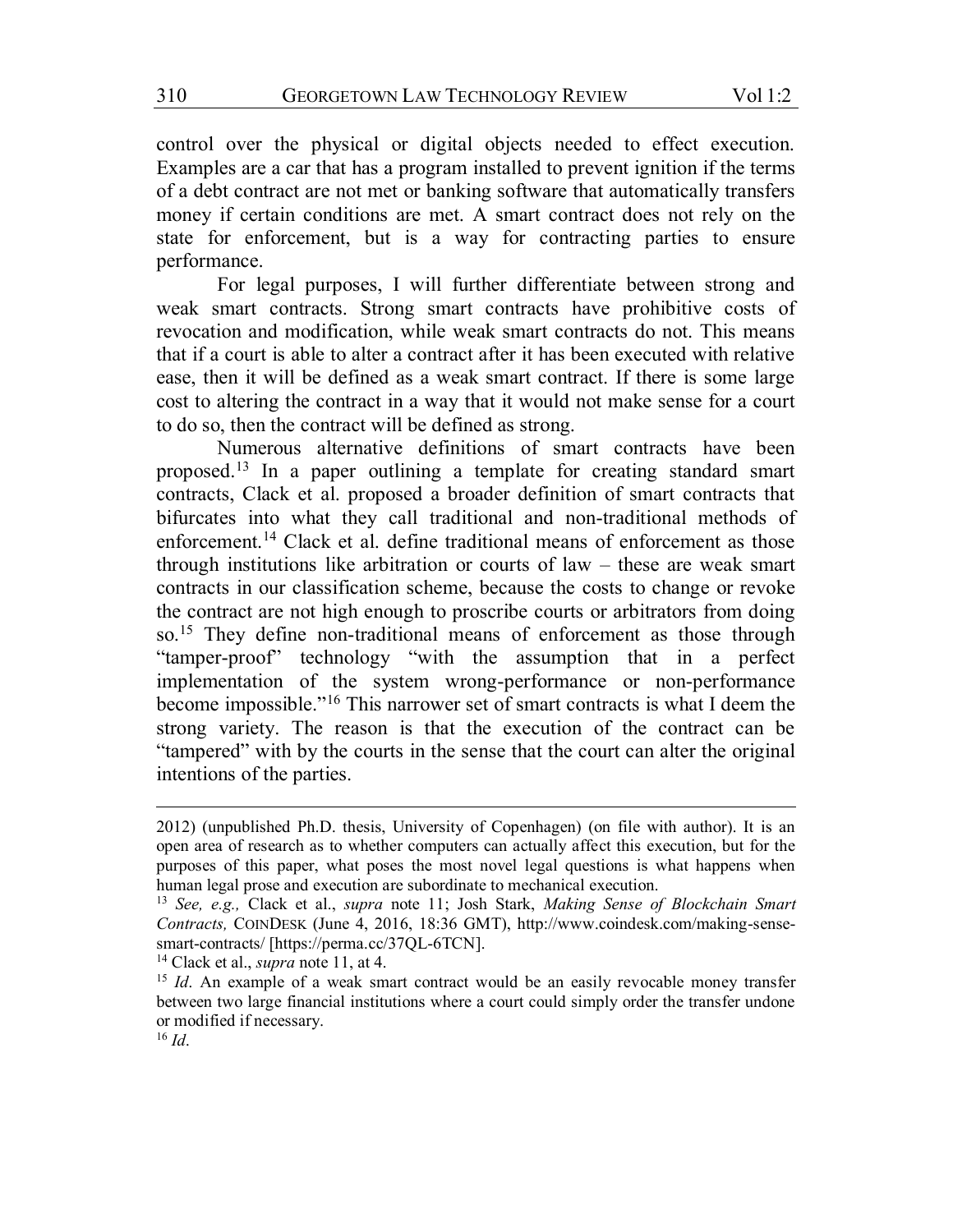control over the physical or digital objects needed to effect execution. Examples are a car that has a program installed to prevent ignition if the terms of a debt contract are not met or banking software that automatically transfers money if certain conditions are met. A smart contract does not rely on the state for enforcement, but is a way for contracting parties to ensure performance.

For legal purposes, I will further differentiate between strong and weak smart contracts. Strong smart contracts have prohibitive costs of revocation and modification, while weak smart contracts do not. This means that if a court is able to alter a contract after it has been executed with relative ease, then it will be defined as a weak smart contract. If there is some large cost to altering the contract in a way that it would not make sense for a court to do so, then the contract will be defined as strong.

Numerous alternative definitions of smart contracts have been proposed.[13] In a paper outlining a template for creating standard smart contracts, Clack et al. proposed a broader definition of smart contracts that bifurcates into what they call traditional and non-traditional methods of enforcement.[14] Clack et al. define traditional means of enforcement as those through institutions like arbitration or courts of law – these are weak smart contracts in our classification scheme, because the costs to change or revoke the contract are not high enough to proscribe courts or arbitrators from doing so.[15] They define non-traditional means of enforcement as those through "tamper-proof" technology "with the assumption that in a perfect implementation of the system wrong-performance or non-performance become impossible."[16] This narrower set of smart contracts is what I deem the strong variety. The reason is that the execution of the contract can be "tampered" with by the courts in the sense that the court can alter the original intentions of the parties.

---

2012) (unpublished Ph.D. thesis, University of Copenhagen) (on file with author). It is an open area of research as to whether computers can actually affect this execution, but for the purposes of this paper, what poses the most novel legal questions is what happens when human legal prose and execution are subordinate to mechanical execution.

[13] *See, e.g.,* Clack et al., *supra* note 11; Josh Stark, *Making Sense of Blockchain Smart Contracts,* COINDESK (June 4, 2016, 18:36 GMT), http://www.coindesk.com/making-sense-smart-contracts/ [https://perma.cc/37QL-6TCN].

[14] Clack et al., *supra* note 11, at 4.

[15] *Id*. An example of a weak smart contract would be an easily revocable money transfer between two large financial institutions where a court could simply order the transfer undone or modified if necessary.

[16] *Id*.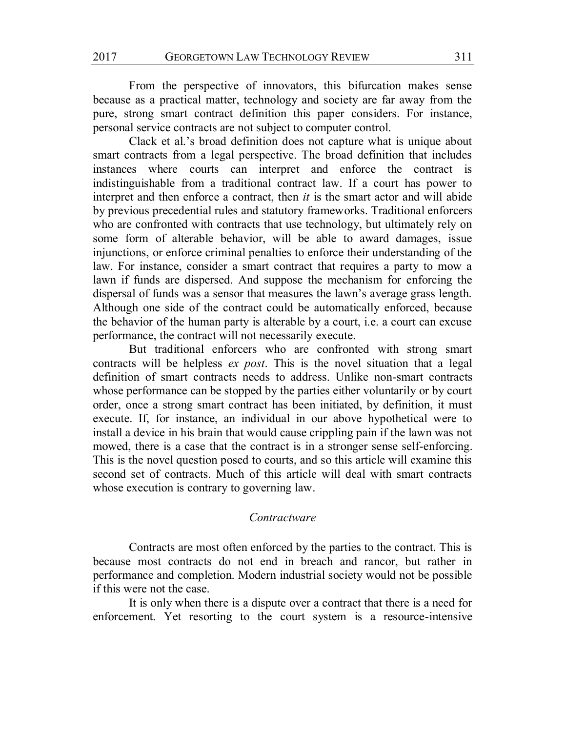From the perspective of innovators, this bifurcation makes sense because as a practical matter, technology and society are far away from the pure, strong smart contract definition this paper considers. For instance, personal service contracts are not subject to computer control.

Clack et al.'s broad definition does not capture what is unique about smart contracts from a legal perspective. The broad definition that includes instances where courts can interpret and enforce the contract is indistinguishable from a traditional contract law. If a court has power to interpret and then enforce a contract, then *it* is the smart actor and will abide by previous precedential rules and statutory frameworks. Traditional enforcers who are confronted with contracts that use technology, but ultimately rely on some form of alterable behavior, will be able to award damages, issue injunctions, or enforce criminal penalties to enforce their understanding of the law. For instance, consider a smart contract that requires a party to mow a lawn if funds are dispersed. And suppose the mechanism for enforcing the dispersal of funds was a sensor that measures the lawn's average grass length. Although one side of the contract could be automatically enforced, because the behavior of the human party is alterable by a court, i.e. a court can excuse performance, the contract will not necessarily execute.

But traditional enforcers who are confronted with strong smart contracts will be helpless *ex post*. This is the novel situation that a legal definition of smart contracts needs to address. Unlike non-smart contracts whose performance can be stopped by the parties either voluntarily or by court order, once a strong smart contract has been initiated, by definition, it must execute. If, for instance, an individual in our above hypothetical were to install a device in his brain that would cause crippling pain if the lawn was not mowed, there is a case that the contract is in a stronger sense self-enforcing. This is the novel question posed to courts, and so this article will examine this second set of contracts. Much of this article will deal with smart contracts whose execution is contrary to governing law.

### *Contractware*

Contracts are most often enforced by the parties to the contract. This is because most contracts do not end in breach and rancor, but rather in performance and completion. Modern industrial society would not be possible if this were not the case.

It is only when there is a dispute over a contract that there is a need for enforcement. Yet resorting to the court system is a resource-intensive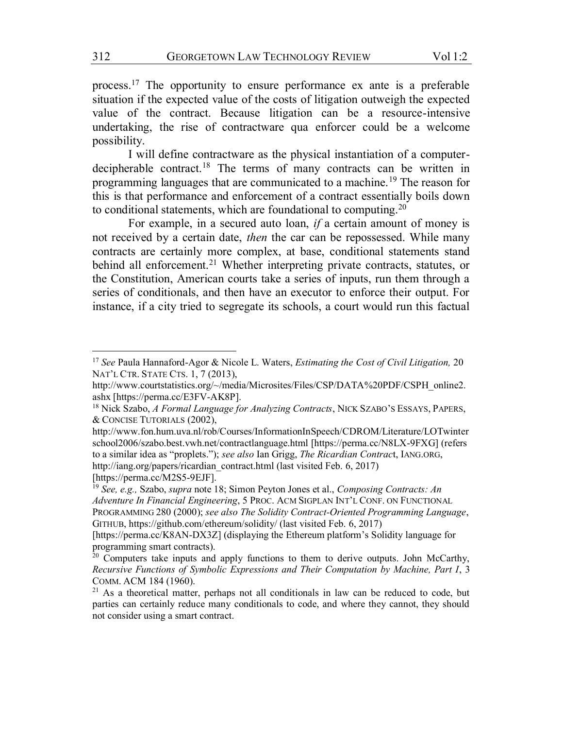process.[17] The opportunity to ensure performance ex ante is a preferable situation if the expected value of the costs of litigation outweigh the expected value of the contract. Because litigation can be a resource-intensive undertaking, the rise of contractware qua enforcer could be a welcome possibility.

I will define contractware as the physical instantiation of a computer-decipherable contract.[18] The terms of many contracts can be written in programming languages that are communicated to a machine.[19] The reason for this is that performance and enforcement of a contract essentially boils down to conditional statements, which are foundational to computing.[20]

For example, in a secured auto loan, *if* a certain amount of money is not received by a certain date, *then* the car can be repossessed. While many contracts are certainly more complex, at base, conditional statements stand behind all enforcement.[21] Whether interpreting private contracts, statutes, or the Constitution, American courts take a series of inputs, run them through a series of conditionals, and then have an executor to enforce their output. For instance, if a city tried to segregate its schools, a court would run this factual

---

[17] *See* Paula Hannaford-Agor & Nicole L. Waters, *Estimating the Cost of Civil Litigation,* 20 NAT'L CTR. STATE CTS. 1, 7 (2013), http://www.courtstatistics.org/~/media/Microsites/Files/CSP/DATA%20PDF/CSPH_online2.ashx [https://perma.cc/E3FV-AK8P].

[18] Nick Szabo, *A Formal Language for Analyzing Contracts*, NICK SZABO'S ESSAYS, PAPERS, & CONCISE TUTORIALS (2002), http://www.fon.hum.uva.nl/rob/Courses/InformationInSpeech/CDROM/Literature/LOTwinterschool2006/szabo.best.vwh.net/contractlanguage.html [https://perma.cc/N8LX-9FXG] (refers to a similar idea as "proplets."); *see also* Ian Grigg, *The Ricardian Contract*, IANG.ORG, http://iang.org/papers/ricardian_contract.html (last visited Feb. 6, 2017) [https://perma.cc/M2S5-9EJF].

[19] *See, e.g.,* Szabo, *supra* note 18; Simon Peyton Jones et al., *Composing Contracts: An Adventure In Financial Engineering*, 5 PROC. ACM SIGPLAN INT'L CONF. ON FUNCTIONAL PROGRAMMING 280 (2000); *see also The Solidity Contract-Oriented Programming Language*, GITHUB, https://github.com/ethereum/solidity/ (last visited Feb. 6, 2017) [https://perma.cc/K8AN-DX3Z] (displaying the Ethereum platform's Solidity language for programming smart contracts).

[20] Computers take inputs and apply functions to them to derive outputs. John McCarthy, *Recursive Functions of Symbolic Expressions and Their Computation by Machine, Part I*, 3 COMM. ACM 184 (1960).

[21] As a theoretical matter, perhaps not all conditionals in law can be reduced to code, but parties can certainly reduce many conditionals to code, and where they cannot, they should not consider using a smart contract.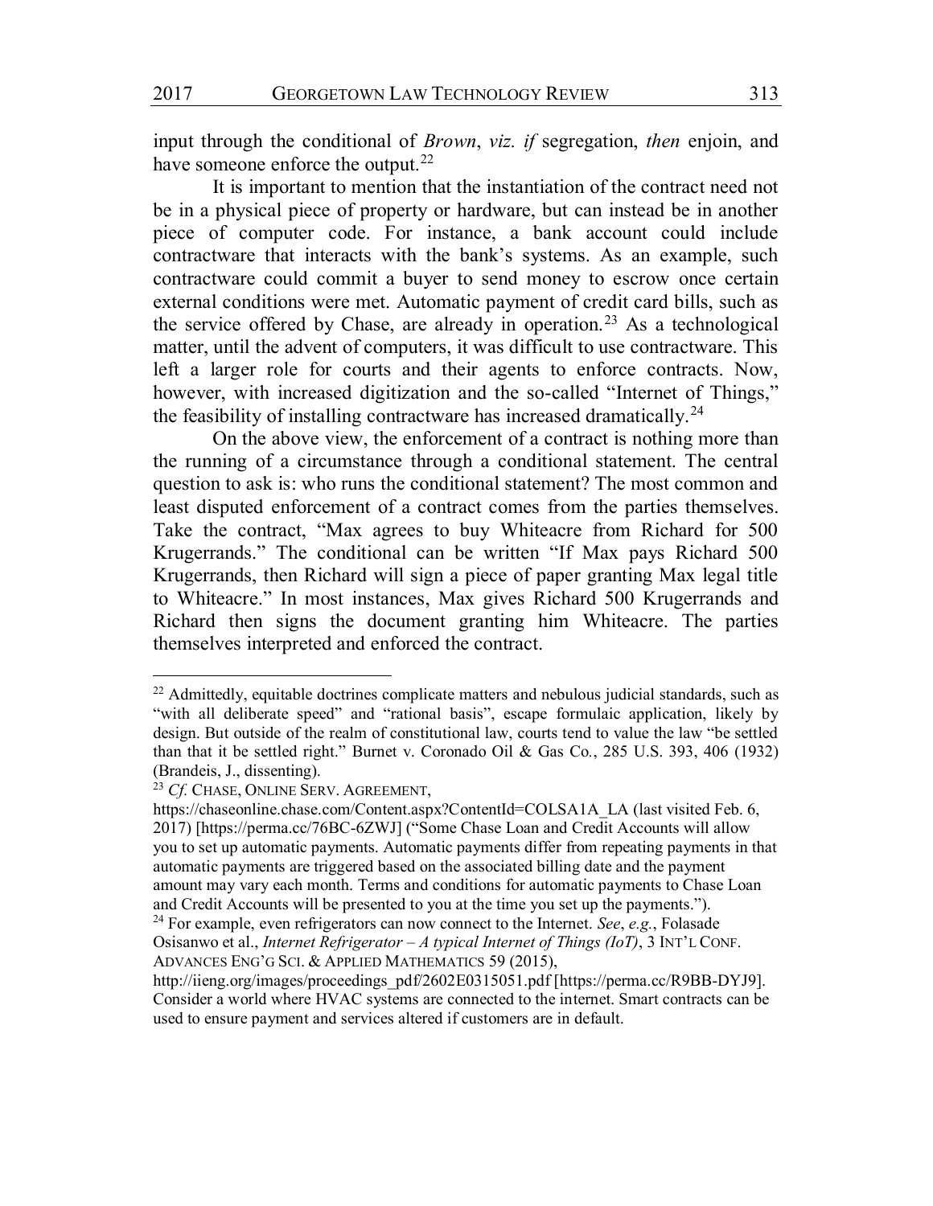input through the conditional of *Brown*, *viz. if* segregation, *then* enjoin, and have someone enforce the output.[22]

It is important to mention that the instantiation of the contract need not be in a physical piece of property or hardware, but can instead be in another piece of computer code. For instance, a bank account could include contractware that interacts with the bank's systems. As an example, such contractware could commit a buyer to send money to escrow once certain external conditions were met. Automatic payment of credit card bills, such as the service offered by Chase, are already in operation.[23] As a technological matter, until the advent of computers, it was difficult to use contractware. This left a larger role for courts and their agents to enforce contracts. Now, however, with increased digitization and the so-called "Internet of Things," the feasibility of installing contractware has increased dramatically.[24]

On the above view, the enforcement of a contract is nothing more than the running of a circumstance through a conditional statement. The central question to ask is: who runs the conditional statement? The most common and least disputed enforcement of a contract comes from the parties themselves. Take the contract, "Max agrees to buy Whiteacre from Richard for 500 Krugerrands." The conditional can be written "If Max pays Richard 500 Krugerrands, then Richard will sign a piece of paper granting Max legal title to Whiteacre." In most instances, Max gives Richard 500 Krugerrands and Richard then signs the document granting him Whiteacre. The parties themselves interpreted and enforced the contract.

---

[22] Admittedly, equitable doctrines complicate matters and nebulous judicial standards, such as "with all deliberate speed" and "rational basis", escape formulaic application, likely by design. But outside of the realm of constitutional law, courts tend to value the law "be settled than that it be settled right." Burnet v. Coronado Oil & Gas Co., 285 U.S. 393, 406 (1932) (Brandeis, J., dissenting).

[23] *Cf.* CHASE, ONLINE SERV. AGREEMENT, https://chaseonline.chase.com/Content.aspx?ContentId=COLSA1A_LA (last visited Feb. 6, 2017) [https://perma.cc/76BC-6ZWJ] ("Some Chase Loan and Credit Accounts will allow you to set up automatic payments. Automatic payments differ from repeating payments in that automatic payments are triggered based on the associated billing date and the payment amount may vary each month. Terms and conditions for automatic payments to Chase Loan and Credit Accounts will be presented to you at the time you set up the payments.").

[24] For example, even refrigerators can now connect to the Internet. *See*, *e.g.*, Folasade Osisanwo et al., *Internet Refrigerator – A typical Internet of Things (IoT)*, 3 INT'L CONF. ADVANCES ENG'G SCI. & APPLIED MATHEMATICS 59 (2015), http://iieng.org/images/proceedings_pdf/2602E0315051.pdf [https://perma.cc/R9BB-DYJ9]. Consider a world where HVAC systems are connected to the internet. Smart contracts can be used to ensure payment and services altered if customers are in default.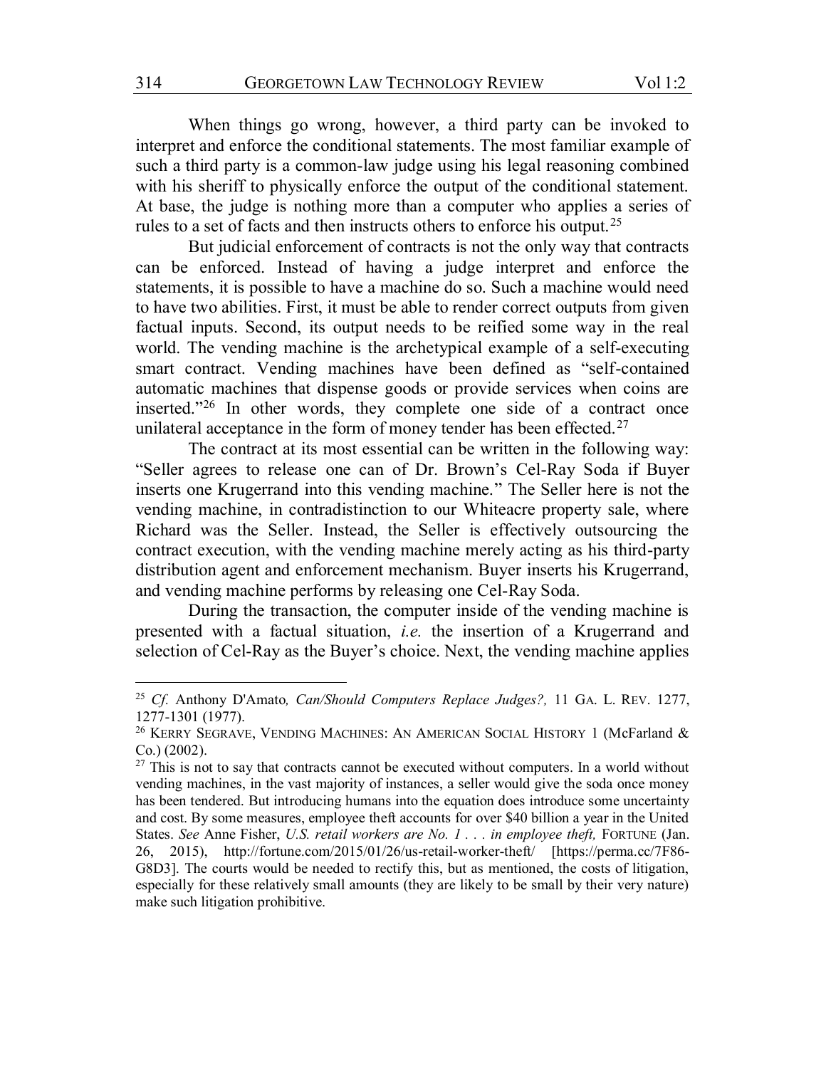When things go wrong, however, a third party can be invoked to interpret and enforce the conditional statements. The most familiar example of such a third party is a common-law judge using his legal reasoning combined with his sheriff to physically enforce the output of the conditional statement. At base, the judge is nothing more than a computer who applies a series of rules to a set of facts and then instructs others to enforce his output.[25]

But judicial enforcement of contracts is not the only way that contracts can be enforced. Instead of having a judge interpret and enforce the statements, it is possible to have a machine do so. Such a machine would need to have two abilities. First, it must be able to render correct outputs from given factual inputs. Second, its output needs to be reified some way in the real world. The vending machine is the archetypical example of a self-executing smart contract. Vending machines have been defined as "self-contained automatic machines that dispense goods or provide services when coins are inserted."[26] In other words, they complete one side of a contract once unilateral acceptance in the form of money tender has been effected.[27]

The contract at its most essential can be written in the following way: "Seller agrees to release one can of Dr. Brown's Cel-Ray Soda if Buyer inserts one Krugerrand into this vending machine." The Seller here is not the vending machine, in contradistinction to our Whiteacre property sale, where Richard was the Seller. Instead, the Seller is effectively outsourcing the contract execution, with the vending machine merely acting as his third-party distribution agent and enforcement mechanism. Buyer inserts his Krugerrand, and vending machine performs by releasing one Cel-Ray Soda.

During the transaction, the computer inside of the vending machine is presented with a factual situation, *i.e.* the insertion of a Krugerrand and selection of Cel-Ray as the Buyer's choice. Next, the vending machine applies

---

[25] *Cf.* Anthony D'Amato*, Can/Should Computers Replace Judges?,* 11 GA. L. REV. 1277, 1277-1301 (1977).

[26] KERRY SEGRAVE, VENDING MACHINES: AN AMERICAN SOCIAL HISTORY 1 (McFarland & Co.) (2002).

[27] This is not to say that contracts cannot be executed without computers. In a world without vending machines, in the vast majority of instances, a seller would give the soda once money has been tendered. But introducing humans into the equation does introduce some uncertainty and cost. By some measures, employee theft accounts for over $40 billion a year in the United States. *See* Anne Fisher, *U.S. retail workers are No. 1 . . . in employee theft,* FORTUNE (Jan. 26, 2015), http://fortune.com/2015/01/26/us-retail-worker-theft/ [https://perma.cc/7F86-G8D3]. The courts would be needed to rectify this, but as mentioned, the costs of litigation, especially for these relatively small amounts (they are likely to be small by their very nature) make such litigation prohibitive.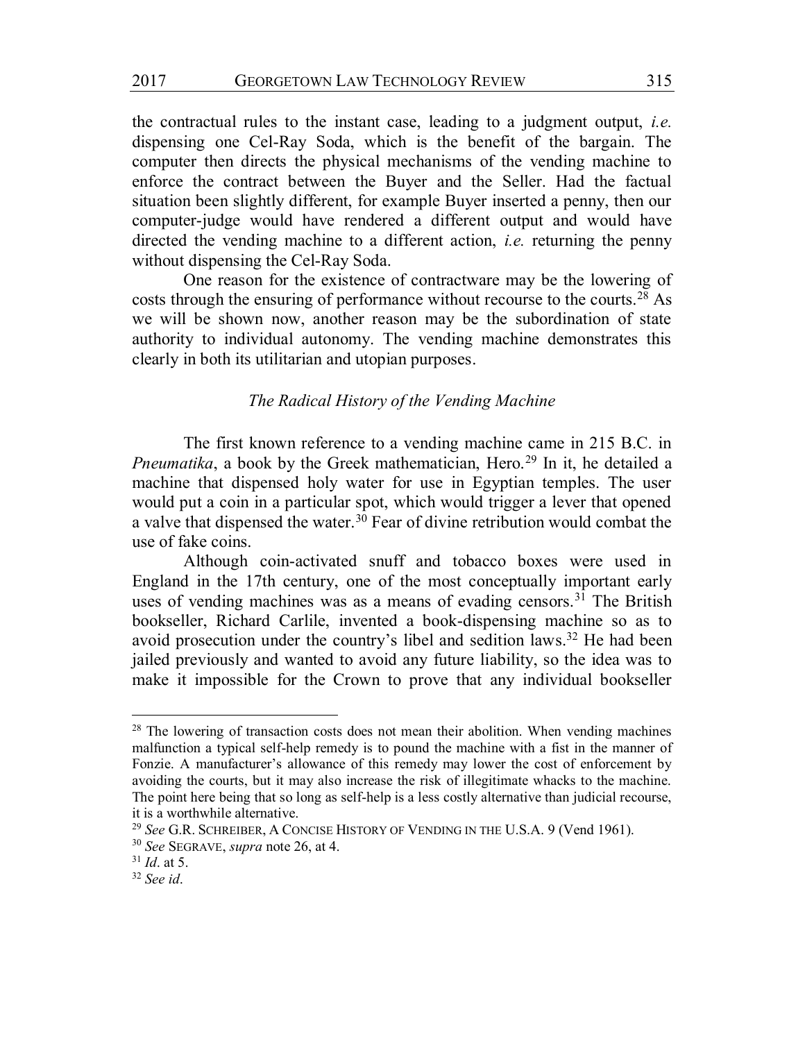the contractual rules to the instant case, leading to a judgment output, *i.e.* dispensing one Cel-Ray Soda, which is the benefit of the bargain. The computer then directs the physical mechanisms of the vending machine to enforce the contract between the Buyer and the Seller. Had the factual situation been slightly different, for example Buyer inserted a penny, then our computer-judge would have rendered a different output and would have directed the vending machine to a different action, *i.e.* returning the penny without dispensing the Cel-Ray Soda.

One reason for the existence of contractware may be the lowering of costs through the ensuring of performance without recourse to the courts.[28] As we will be shown now, another reason may be the subordination of state authority to individual autonomy. The vending machine demonstrates this clearly in both its utilitarian and utopian purposes.

### *The Radical History of the Vending Machine*

The first known reference to a vending machine came in 215 B.C. in *Pneumatika*, a book by the Greek mathematician, Hero.[29] In it, he detailed a machine that dispensed holy water for use in Egyptian temples. The user would put a coin in a particular spot, which would trigger a lever that opened a valve that dispensed the water.[30] Fear of divine retribution would combat the use of fake coins.

Although coin-activated snuff and tobacco boxes were used in England in the 17th century, one of the most conceptually important early uses of vending machines was as a means of evading censors.[31] The British bookseller, Richard Carlile, invented a book-dispensing machine so as to avoid prosecution under the country's libel and sedition laws.[32] He had been jailed previously and wanted to avoid any future liability, so the idea was to make it impossible for the Crown to prove that any individual bookseller

---

[28] The lowering of transaction costs does not mean their abolition. When vending machines malfunction a typical self-help remedy is to pound the machine with a fist in the manner of Fonzie. A manufacturer's allowance of this remedy may lower the cost of enforcement by avoiding the courts, but it may also increase the risk of illegitimate whacks to the machine. The point here being that so long as self-help is a less costly alternative than judicial recourse, it is a worthwhile alternative.

[29] *See* G.R. SCHREIBER, A CONCISE HISTORY OF VENDING IN THE U.S.A. 9 (Vend 1961).

[30] *See* SEGRAVE, *supra* note 26, at 4.

[31] *Id*. at 5.

[32] *See id*.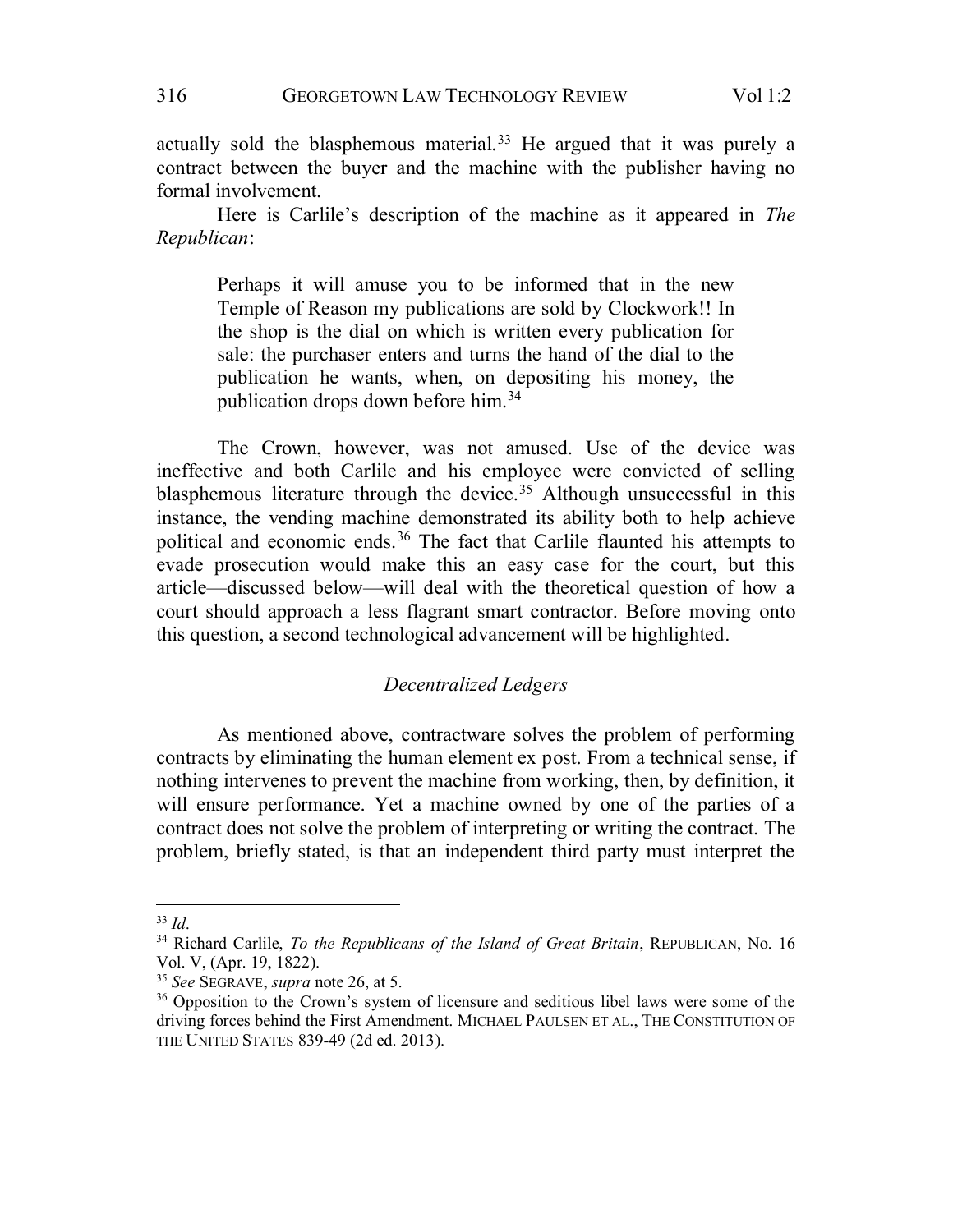actually sold the blasphemous material.[33] He argued that it was purely a contract between the buyer and the machine with the publisher having no formal involvement.

Here is Carlile's description of the machine as it appeared in *The Republican*:

> Perhaps it will amuse you to be informed that in the new Temple of Reason my publications are sold by Clockwork!! In the shop is the dial on which is written every publication for sale: the purchaser enters and turns the hand of the dial to the publication he wants, when, on depositing his money, the publication drops down before him.[34]

The Crown, however, was not amused. Use of the device was ineffective and both Carlile and his employee were convicted of selling blasphemous literature through the device.[35] Although unsuccessful in this instance, the vending machine demonstrated its ability both to help achieve political and economic ends.[36] The fact that Carlile flaunted his attempts to evade prosecution would make this an easy case for the court, but this article—discussed below—will deal with the theoretical question of how a court should approach a less flagrant smart contractor. Before moving onto this question, a second technological advancement will be highlighted.

### *Decentralized Ledgers*

As mentioned above, contractware solves the problem of performing contracts by eliminating the human element ex post. From a technical sense, if nothing intervenes to prevent the machine from working, then, by definition, it will ensure performance. Yet a machine owned by one of the parties of a contract does not solve the problem of interpreting or writing the contract. The problem, briefly stated, is that an independent third party must interpret the

---

[33] *Id*.

[34] Richard Carlile, *To the Republicans of the Island of Great Britain*, REPUBLICAN, No. 16 Vol. V, (Apr. 19, 1822).

[35] *See* SEGRAVE, *supra* note 26, at 5.

[36] Opposition to the Crown's system of licensure and seditious libel laws were some of the driving forces behind the First Amendment. MICHAEL PAULSEN ET AL., THE CONSTITUTION OF THE UNITED STATES 839-49 (2d ed. 2013).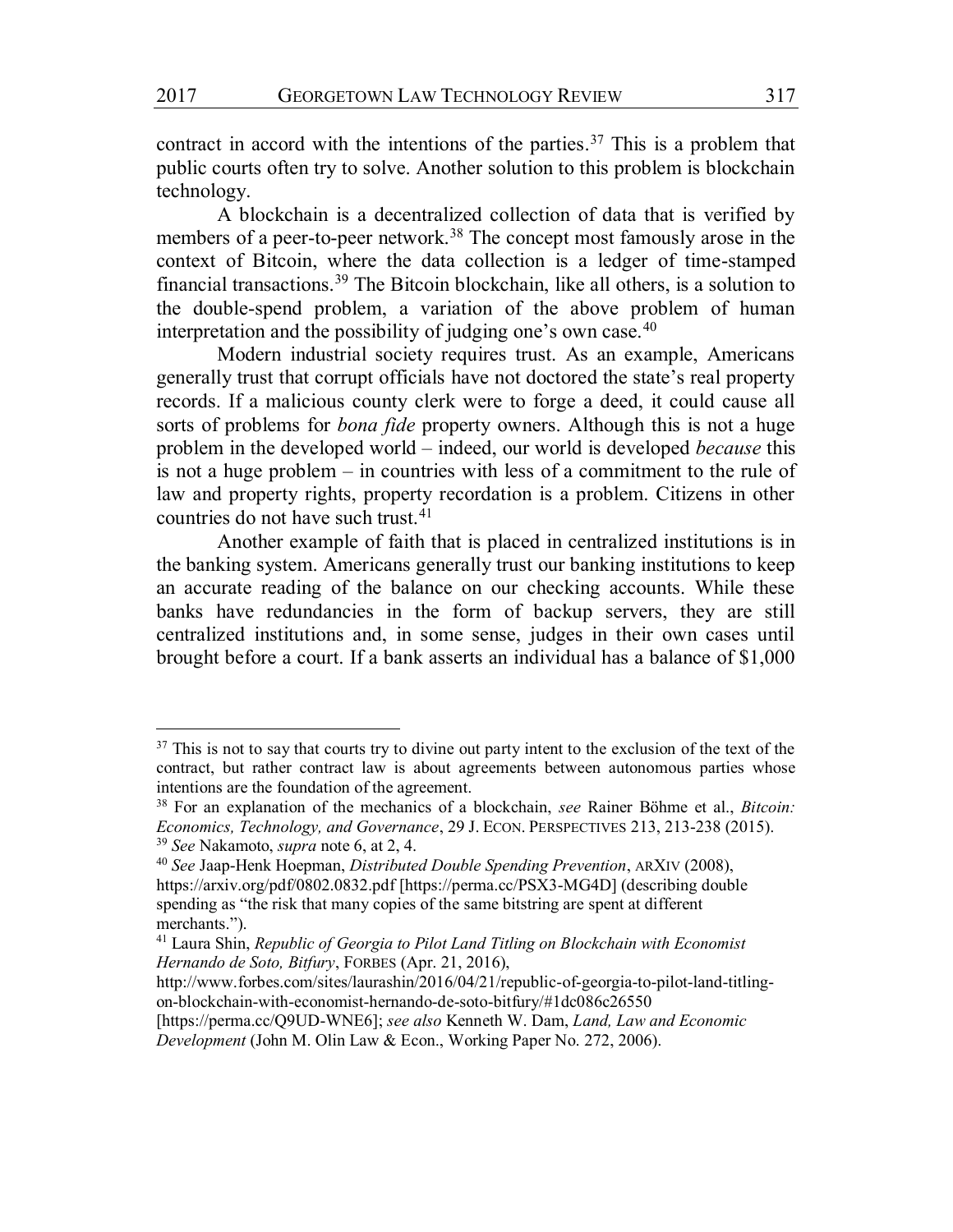contract in accord with the intentions of the parties.[37] This is a problem that public courts often try to solve. Another solution to this problem is blockchain technology.

A blockchain is a decentralized collection of data that is verified by members of a peer-to-peer network.[38] The concept most famously arose in the context of Bitcoin, where the data collection is a ledger of time-stamped financial transactions.[39] The Bitcoin blockchain, like all others, is a solution to the double-spend problem, a variation of the above problem of human interpretation and the possibility of judging one's own case.[40]

Modern industrial society requires trust. As an example, Americans generally trust that corrupt officials have not doctored the state's real property records. If a malicious county clerk were to forge a deed, it could cause all sorts of problems for *bona fide* property owners. Although this is not a huge problem in the developed world – indeed, our world is developed *because* this is not a huge problem – in countries with less of a commitment to the rule of law and property rights, property recordation is a problem. Citizens in other countries do not have such trust.[41]

Another example of faith that is placed in centralized institutions is in the banking system. Americans generally trust our banking institutions to keep an accurate reading of the balance on our checking accounts. While these banks have redundancies in the form of backup servers, they are still centralized institutions and, in some sense, judges in their own cases until brought before a court. If a bank asserts an individual has a balance of $1,000

---

[37] This is not to say that courts try to divine out party intent to the exclusion of the text of the contract, but rather contract law is about agreements between autonomous parties whose intentions are the foundation of the agreement.

[38] For an explanation of the mechanics of a blockchain, *see* Rainer Böhme et al., *Bitcoin: Economics, Technology, and Governance*, 29 J. ECON. PERSPECTIVES 213, 213-238 (2015).

[39] *See* Nakamoto, *supra* note 6, at 2, 4.

[40] *See* Jaap-Henk Hoepman, *Distributed Double Spending Prevention*, ARXIV (2008), https://arxiv.org/pdf/0802.0832.pdf [https://perma.cc/PSX3-MG4D] (describing double spending as "the risk that many copies of the same bitstring are spent at different merchants.").

[41] Laura Shin, *Republic of Georgia to Pilot Land Titling on Blockchain with Economist Hernando de Soto, Bitfury*, FORBES (Apr. 21, 2016), http://www.forbes.com/sites/laurashin/2016/04/21/republic-of-georgia-to-pilot-land-titling-on-blockchain-with-economist-hernando-de-soto-bitfury/#1dc086c26550 [https://perma.cc/Q9UD-WNE6]; *see also* Kenneth W. Dam, *Land, Law and Economic Development* (John M. Olin Law & Econ., Working Paper No. 272, 2006).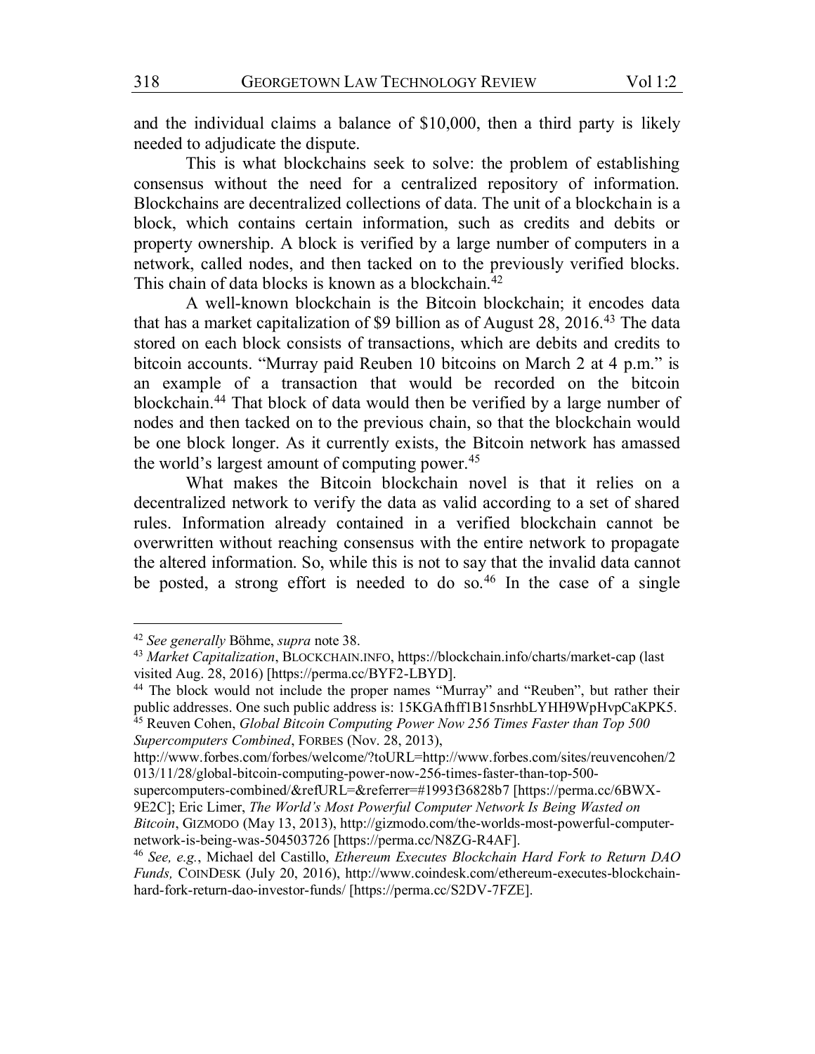and the individual claims a balance of $10,000, then a third party is likely needed to adjudicate the dispute.

This is what blockchains seek to solve: the problem of establishing consensus without the need for a centralized repository of information. Blockchains are decentralized collections of data. The unit of a blockchain is a block, which contains certain information, such as credits and debits or property ownership. A block is verified by a large number of computers in a network, called nodes, and then tacked on to the previously verified blocks. This chain of data blocks is known as a blockchain.[42]

A well-known blockchain is the Bitcoin blockchain; it encodes data that has a market capitalization of $9 billion as of August 28, 2016.[43] The data stored on each block consists of transactions, which are debits and credits to bitcoin accounts. "Murray paid Reuben 10 bitcoins on March 2 at 4 p.m." is an example of a transaction that would be recorded on the bitcoin blockchain.[44] That block of data would then be verified by a large number of nodes and then tacked on to the previous chain, so that the blockchain would be one block longer. As it currently exists, the Bitcoin network has amassed the world's largest amount of computing power.[45]

What makes the Bitcoin blockchain novel is that it relies on a decentralized network to verify the data as valid according to a set of shared rules. Information already contained in a verified blockchain cannot be overwritten without reaching consensus with the entire network to propagate the altered information. So, while this is not to say that the invalid data cannot be posted, a strong effort is needed to do so.[46] In the case of a single

---

[42] *See generally* Böhme, *supra* note 38.

[43] *Market Capitalization*, BLOCKCHAIN.INFO, https://blockchain.info/charts/market-cap (last visited Aug. 28, 2016) [https://perma.cc/BYF2-LBYD].

[44] The block would not include the proper names "Murray" and "Reuben", but rather their public addresses. One such public address is: 15KGAfhff1B15nsrhbLYHH9WpHvpCaKPK5.

[45] Reuven Cohen, *Global Bitcoin Computing Power Now 256 Times Faster than Top 500 Supercomputers Combined*, FORBES (Nov. 28, 2013), http://www.forbes.com/forbes/welcome/?toURL=http://www.forbes.com/sites/reuvencohen/2013/11/28/global-bitcoin-computing-power-now-256-times-faster-than-top-500-supercomputers-combined/&refURL=&referrer=#1993f36828b7 [https://perma.cc/6BWX-9E2C]; Eric Limer, *The World's Most Powerful Computer Network Is Being Wasted on Bitcoin*, GIZMODO (May 13, 2013), http://gizmodo.com/the-worlds-most-powerful-computer-network-is-being-was-504503726 [https://perma.cc/N8ZG-R4AF].

[46] *See, e.g.*, Michael del Castillo, *Ethereum Executes Blockchain Hard Fork to Return DAO Funds,* COINDESK (July 20, 2016), http://www.coindesk.com/ethereum-executes-blockchain-hard-fork-return-dao-investor-funds/ [https://perma.cc/S2DV-7FZE].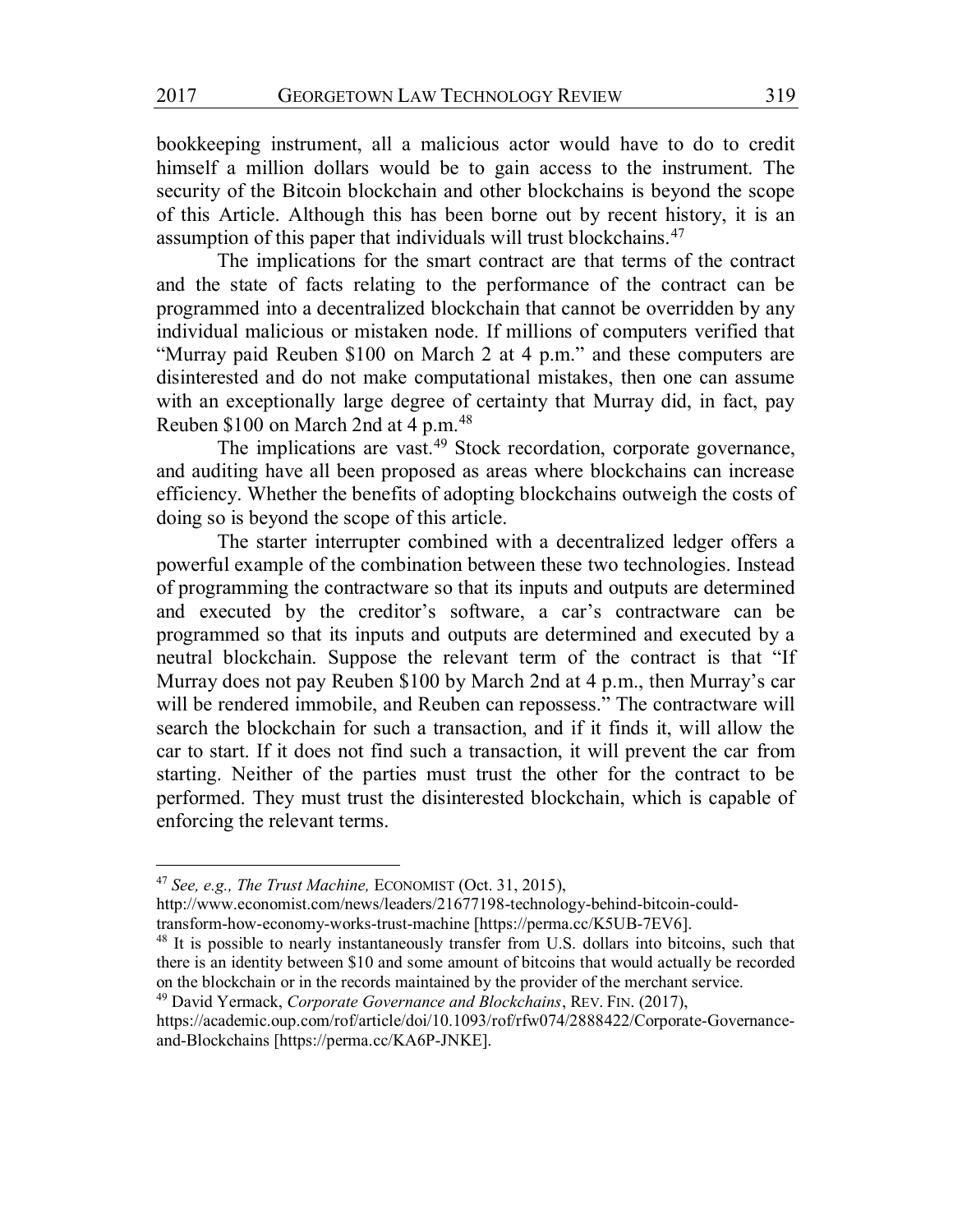bookkeeping instrument, all a malicious actor would have to do to credit himself a million dollars would be to gain access to the instrument. The security of the Bitcoin blockchain and other blockchains is beyond the scope of this Article. Although this has been borne out by recent history, it is an assumption of this paper that individuals will trust blockchains.[47]

The implications for the smart contract are that terms of the contract and the state of facts relating to the performance of the contract can be programmed into a decentralized blockchain that cannot be overridden by any individual malicious or mistaken node. If millions of computers verified that "Murray paid Reuben $100 on March 2 at 4 p.m." and these computers are disinterested and do not make computational mistakes, then one can assume with an exceptionally large degree of certainty that Murray did, in fact, pay Reuben $100 on March 2nd at 4 p.m.[48]

The implications are vast.[49] Stock recordation, corporate governance, and auditing have all been proposed as areas where blockchains can increase efficiency. Whether the benefits of adopting blockchains outweigh the costs of doing so is beyond the scope of this article.

The starter interrupter combined with a decentralized ledger offers a powerful example of the combination between these two technologies. Instead of programming the contractware so that its inputs and outputs are determined and executed by the creditor's software, a car's contractware can be programmed so that its inputs and outputs are determined and executed by a neutral blockchain. Suppose the relevant term of the contract is that "If Murray does not pay Reuben $100 by March 2nd at 4 p.m., then Murray's car will be rendered immobile, and Reuben can repossess." The contractware will search the blockchain for such a transaction, and if it finds it, will allow the car to start. If it does not find such a transaction, it will prevent the car from starting. Neither of the parties must trust the other for the contract to be performed. They must trust the disinterested blockchain, which is capable of enforcing the relevant terms.

---

[47] *See, e.g., The Trust Machine,* ECONOMIST (Oct. 31, 2015), http://www.economist.com/news/leaders/21677198-technology-behind-bitcoin-could-transform-how-economy-works-trust-machine [https://perma.cc/K5UB-7EV6].

[48] It is possible to nearly instantaneously transfer from U.S. dollars into bitcoins, such that there is an identity between $10 and some amount of bitcoins that would actually be recorded on the blockchain or in the records maintained by the provider of the merchant service.

[49] David Yermack, *Corporate Governance and Blockchains*, REV. FIN. (2017), https://academic.oup.com/rof/article/doi/10.1093/rof/rfw074/2888422/Corporate-Governance-and-Blockchains [https://perma.cc/KA6P-JNKE].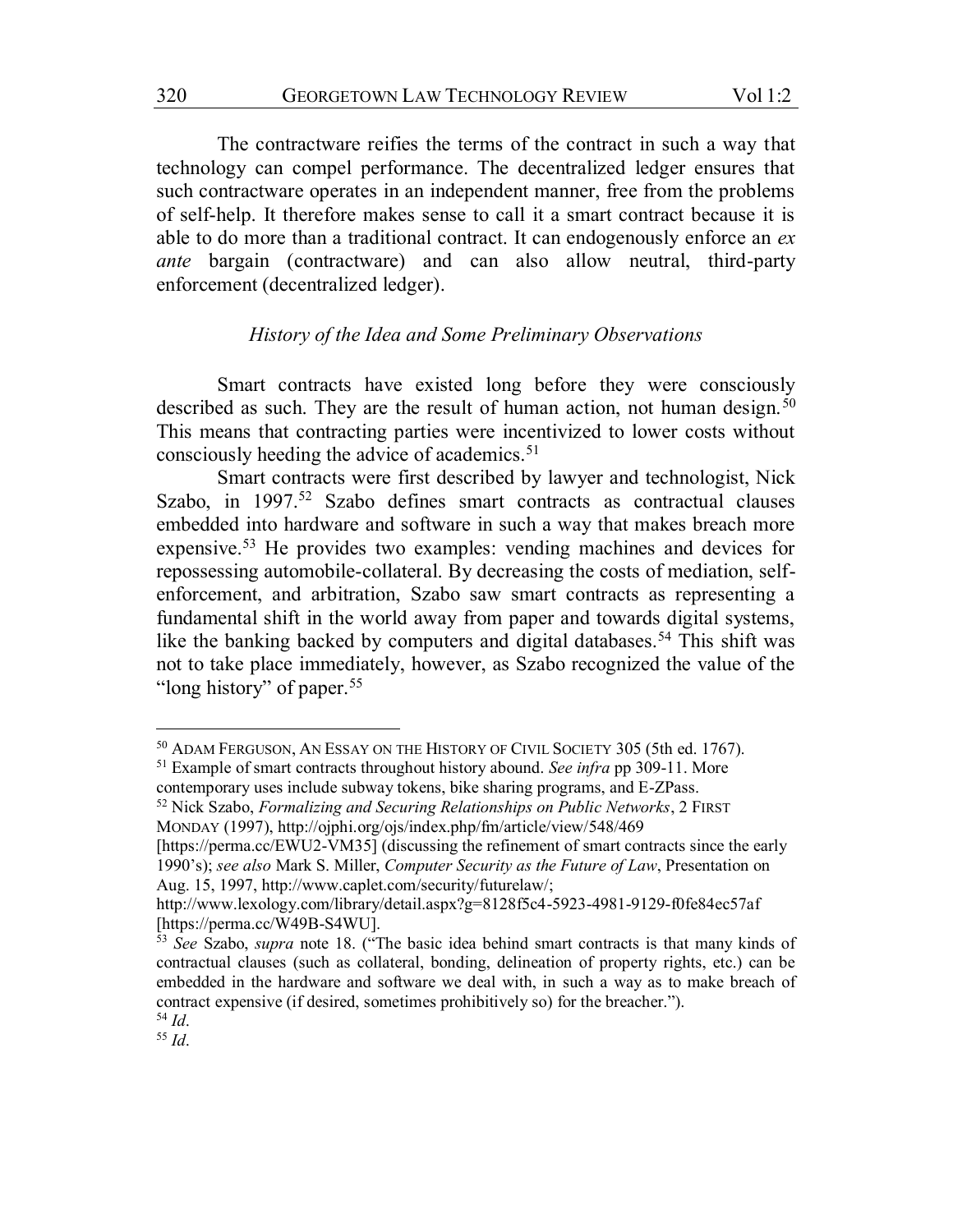The contractware reifies the terms of the contract in such a way that technology can compel performance. The decentralized ledger ensures that such contractware operates in an independent manner, free from the problems of self-help. It therefore makes sense to call it a smart contract because it is able to do more than a traditional contract. It can endogenously enforce an *ex ante* bargain (contractware) and can also allow neutral, third-party enforcement (decentralized ledger).

### *History of the Idea and Some Preliminary Observations*

Smart contracts have existed long before they were consciously described as such. They are the result of human action, not human design.[50] This means that contracting parties were incentivized to lower costs without consciously heeding the advice of academics.[51]

Smart contracts were first described by lawyer and technologist, Nick Szabo, in 1997.[52] Szabo defines smart contracts as contractual clauses embedded into hardware and software in such a way that makes breach more expensive.[53] He provides two examples: vending machines and devices for repossessing automobile-collateral. By decreasing the costs of mediation, self-enforcement, and arbitration, Szabo saw smart contracts as representing a fundamental shift in the world away from paper and towards digital systems, like the banking backed by computers and digital databases.[54] This shift was not to take place immediately, however, as Szabo recognized the value of the "long history" of paper.[55]

---

[50] ADAM FERGUSON, AN ESSAY ON THE HISTORY OF CIVIL SOCIETY 305 (5th ed. 1767).

[51] Example of smart contracts throughout history abound. *See infra* pp 309-11. More contemporary uses include subway tokens, bike sharing programs, and E-ZPass.

[52] Nick Szabo, *Formalizing and Securing Relationships on Public Networks*, 2 FIRST MONDAY (1997), http://ojphi.org/ojs/index.php/fm/article/view/548/469 [https://perma.cc/EWU2-VM35] (discussing the refinement of smart contracts since the early 1990's); *see also* Mark S. Miller, *Computer Security as the Future of Law*, Presentation on Aug. 15, 1997, http://www.caplet.com/security/futurelaw/; http://www.lexology.com/library/detail.aspx?g=8128f5c4-5923-4981-9129-f0fe84ec57af [https://perma.cc/W49B-S4WU].

[53] *See* Szabo, *supra* note 18. ("The basic idea behind smart contracts is that many kinds of contractual clauses (such as collateral, bonding, delineation of property rights, etc.) can be embedded in the hardware and software we deal with, in such a way as to make breach of contract expensive (if desired, sometimes prohibitively so) for the breacher.").

[54] *Id*.

[55] *Id*.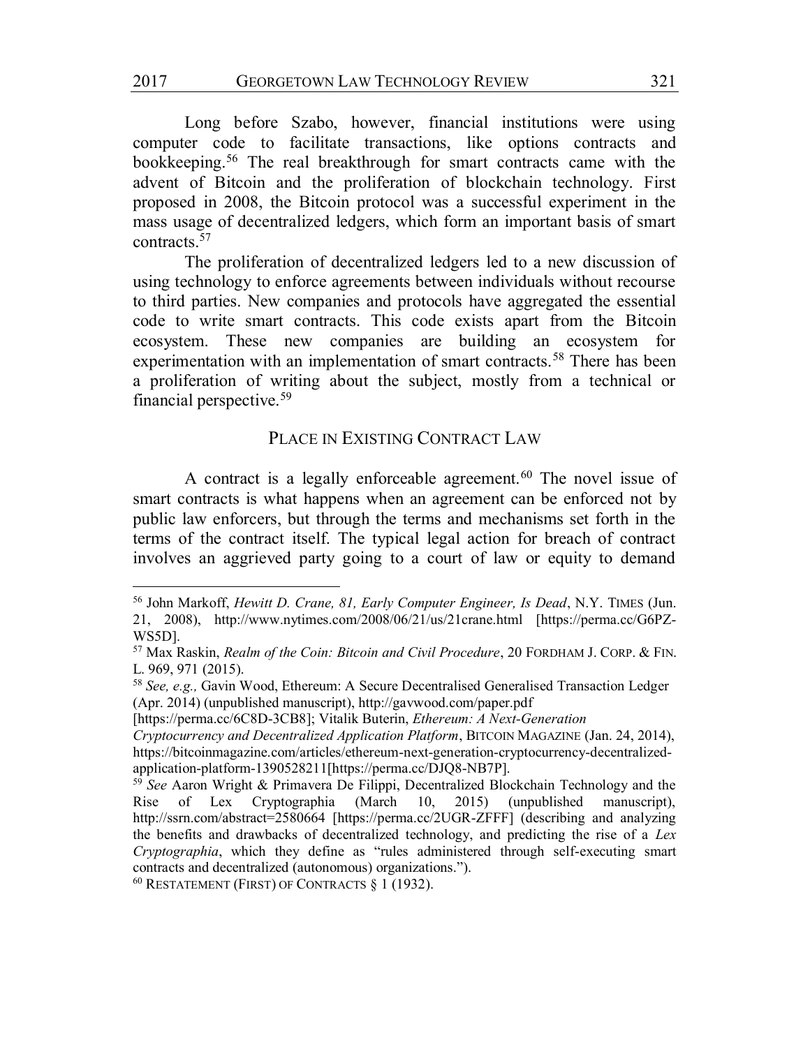Long before Szabo, however, financial institutions were using computer code to facilitate transactions, like options contracts and bookkeeping.[56] The real breakthrough for smart contracts came with the advent of Bitcoin and the proliferation of blockchain technology. First proposed in 2008, the Bitcoin protocol was a successful experiment in the mass usage of decentralized ledgers, which form an important basis of smart contracts.[57]

The proliferation of decentralized ledgers led to a new discussion of using technology to enforce agreements between individuals without recourse to third parties. New companies and protocols have aggregated the essential code to write smart contracts. This code exists apart from the Bitcoin ecosystem. These new companies are building an ecosystem for experimentation with an implementation of smart contracts.[58] There has been a proliferation of writing about the subject, mostly from a technical or financial perspective.[59]

## PLACE IN EXISTING CONTRACT LAW

A contract is a legally enforceable agreement.[60] The novel issue of smart contracts is what happens when an agreement can be enforced not by public law enforcers, but through the terms and mechanisms set forth in the terms of the contract itself. The typical legal action for breach of contract involves an aggrieved party going to a court of law or equity to demand

---

[56] John Markoff, *Hewitt D. Crane, 81, Early Computer Engineer, Is Dead*, N.Y. TIMES (Jun. 21, 2008), http://www.nytimes.com/2008/06/21/us/21crane.html [https://perma.cc/G6PZ-WS5D].

[57] Max Raskin, *Realm of the Coin: Bitcoin and Civil Procedure*, 20 FORDHAM J. CORP. & FIN. L. 969, 971 (2015).

[58] *See, e.g.,* Gavin Wood, Ethereum: A Secure Decentralised Generalised Transaction Ledger (Apr. 2014) (unpublished manuscript), http://gavwood.com/paper.pdf [https://perma.cc/6C8D-3CB8]; Vitalik Buterin, *Ethereum: A Next-Generation Cryptocurrency and Decentralized Application Platform*, BITCOIN MAGAZINE (Jan. 24, 2014), https://bitcoinmagazine.com/articles/ethereum-next-generation-cryptocurrency-decentralized-application-platform-1390528211[https://perma.cc/DJQ8-NB7P].

[59] *See* Aaron Wright & Primavera De Filippi, Decentralized Blockchain Technology and the Rise of Lex Cryptographia (March 10, 2015) (unpublished manuscript), http://ssrn.com/abstract=2580664 [https://perma.cc/2UGR-ZFFF] (describing and analyzing the benefits and drawbacks of decentralized technology, and predicting the rise of a *Lex Cryptographia*, which they define as "rules administered through self-executing smart contracts and decentralized (autonomous) organizations.").

[60] RESTATEMENT (FIRST) OF CONTRACTS § 1 (1932).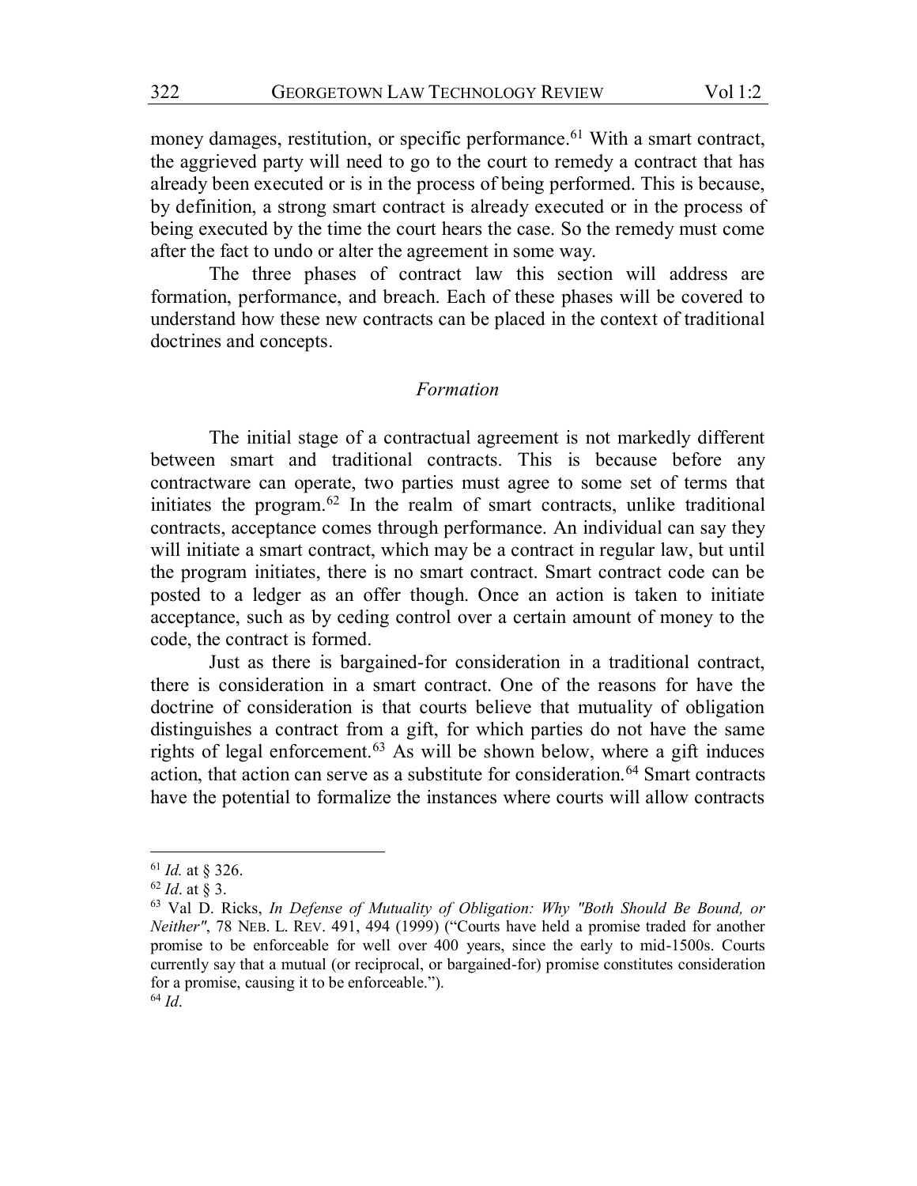money damages, restitution, or specific performance.[61] With a smart contract, the aggrieved party will need to go to the court to remedy a contract that has already been executed or is in the process of being performed. This is because, by definition, a strong smart contract is already executed or in the process of being executed by the time the court hears the case. So the remedy must come after the fact to undo or alter the agreement in some way.

The three phases of contract law this section will address are formation, performance, and breach. Each of these phases will be covered to understand how these new contracts can be placed in the context of traditional doctrines and concepts.

### *Formation*

The initial stage of a contractual agreement is not markedly different between smart and traditional contracts. This is because before any contractware can operate, two parties must agree to some set of terms that initiates the program.[62] In the realm of smart contracts, unlike traditional contracts, acceptance comes through performance. An individual can say they will initiate a smart contract, which may be a contract in regular law, but until the program initiates, there is no smart contract. Smart contract code can be posted to a ledger as an offer though. Once an action is taken to initiate acceptance, such as by ceding control over a certain amount of money to the code, the contract is formed.

Just as there is bargained-for consideration in a traditional contract, there is consideration in a smart contract. One of the reasons for have the doctrine of consideration is that courts believe that mutuality of obligation distinguishes a contract from a gift, for which parties do not have the same rights of legal enforcement.[63] As will be shown below, where a gift induces action, that action can serve as a substitute for consideration.[64] Smart contracts have the potential to formalize the instances where courts will allow contracts

---

[61] *Id.* at § 326.

[62] *Id*. at § 3.

[63] Val D. Ricks, *In Defense of Mutuality of Obligation: Why "Both Should Be Bound, or Neither"*, 78 NEB. L. REV. 491, 494 (1999) ("Courts have held a promise traded for another promise to be enforceable for well over 400 years, since the early to mid-1500s. Courts currently say that a mutual (or reciprocal, or bargained-for) promise constitutes consideration for a promise, causing it to be enforceable.").

[64] *Id*.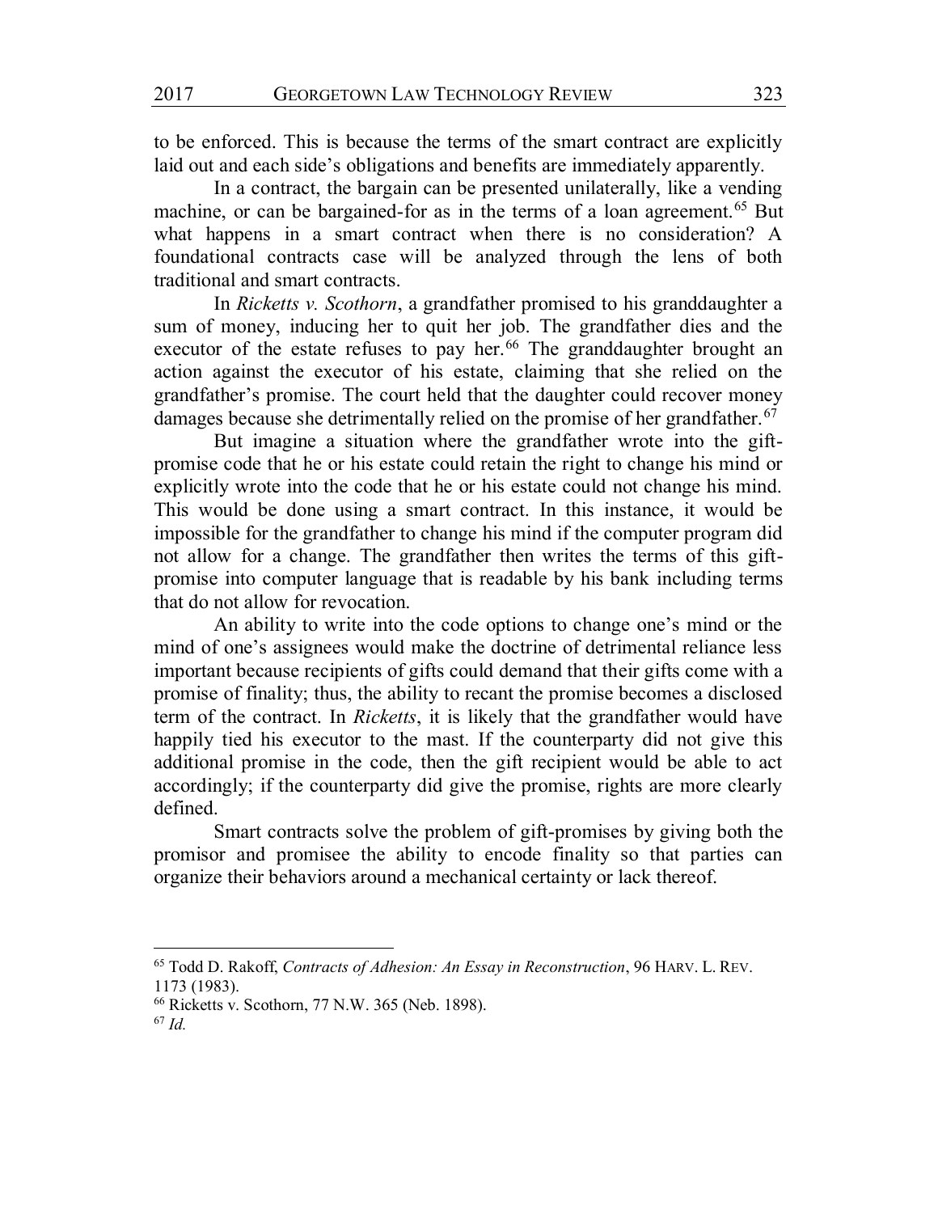to be enforced. This is because the terms of the smart contract are explicitly laid out and each side's obligations and benefits are immediately apparently.

In a contract, the bargain can be presented unilaterally, like a vending machine, or can be bargained-for as in the terms of a loan agreement.[65] But what happens in a smart contract when there is no consideration? A foundational contracts case will be analyzed through the lens of both traditional and smart contracts.

In *Ricketts v. Scothorn*, a grandfather promised to his granddaughter a sum of money, inducing her to quit her job. The grandfather dies and the executor of the estate refuses to pay her.[66] The granddaughter brought an action against the executor of his estate, claiming that she relied on the grandfather's promise. The court held that the daughter could recover money damages because she detrimentally relied on the promise of her grandfather.[67]

But imagine a situation where the grandfather wrote into the gift-promise code that he or his estate could retain the right to change his mind or explicitly wrote into the code that he or his estate could not change his mind. This would be done using a smart contract. In this instance, it would be impossible for the grandfather to change his mind if the computer program did not allow for a change. The grandfather then writes the terms of this gift-promise into computer language that is readable by his bank including terms that do not allow for revocation.

An ability to write into the code options to change one's mind or the mind of one's assignees would make the doctrine of detrimental reliance less important because recipients of gifts could demand that their gifts come with a promise of finality; thus, the ability to recant the promise becomes a disclosed term of the contract. In *Ricketts*, it is likely that the grandfather would have happily tied his executor to the mast. If the counterparty did not give this additional promise in the code, then the gift recipient would be able to act accordingly; if the counterparty did give the promise, rights are more clearly defined.

Smart contracts solve the problem of gift-promises by giving both the promisor and promisee the ability to encode finality so that parties can organize their behaviors around a mechanical certainty or lack thereof.

---

[65] Todd D. Rakoff, *Contracts of Adhesion: An Essay in Reconstruction*, 96 HARV. L. REV. 1173 (1983).

[66] Ricketts v. Scothorn, 77 N.W. 365 (Neb. 1898).

[67] *Id.*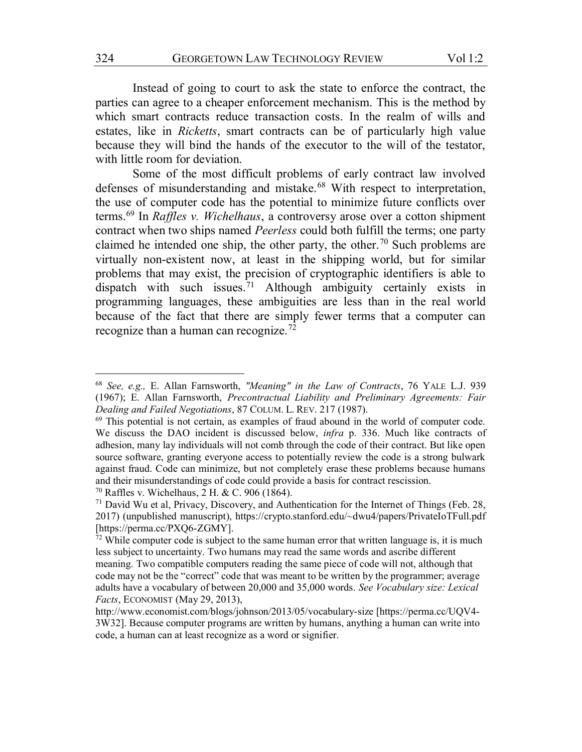Instead of going to court to ask the state to enforce the contract, the parties can agree to a cheaper enforcement mechanism. This is the method by which smart contracts reduce transaction costs. In the realm of wills and estates, like in *Ricketts*, smart contracts can be of particularly high value because they will bind the hands of the executor to the will of the testator, with little room for deviation.

Some of the most difficult problems of early contract law involved defenses of misunderstanding and mistake.[68] With respect to interpretation, the use of computer code has the potential to minimize future conflicts over terms.[69] In *Raffles v. Wichelhaus*, a controversy arose over a cotton shipment contract when two ships named *Peerless* could both fulfill the terms; one party claimed he intended one ship, the other party, the other.[70] Such problems are virtually non-existent now, at least in the shipping world, but for similar problems that may exist, the precision of cryptographic identifiers is able to dispatch with such issues.[71] Although ambiguity certainly exists in programming languages, these ambiguities are less than in the real world because of the fact that there are simply fewer terms that a computer can recognize than a human can recognize.[72]

---

[68] *See, e.g.,* E. Allan Farnsworth, *"Meaning" in the Law of Contracts*, 76 YALE L.J. 939 (1967); E. Allan Farnsworth, *Precontractual Liability and Preliminary Agreements: Fair Dealing and Failed Negotiations*, 87 COLUM. L. REV. 217 (1987).

[69] This potential is not certain, as examples of fraud abound in the world of computer code. We discuss the DAO incident is discussed below, *infra* p. 336. Much like contracts of adhesion, many lay individuals will not comb through the code of their contract. But like open source software, granting everyone access to potentially review the code is a strong bulwark against fraud. Code can minimize, but not completely erase these problems because humans and their misunderstandings of code could provide a basis for contract rescission.

[70] Raffles v. Wichelhaus, 2 H. & C. 906 (1864).

[71] David Wu et al, Privacy, Discovery, and Authentication for the Internet of Things (Feb. 28, 2017) (unpublished manuscript), https://crypto.stanford.edu/~dwu4/papers/PrivateIoTFull.pdf [https://perma.cc/PXQ6-ZGMY].

[72] While computer code is subject to the same human error that written language is, it is much less subject to uncertainty. Two humans may read the same words and ascribe different meaning. Two compatible computers reading the same piece of code will not, although that code may not be the "correct" code that was meant to be written by the programmer; average adults have a vocabulary of between 20,000 and 35,000 words. *See Vocabulary size: Lexical Facts*, ECONOMIST (May 29, 2013), http://www.economist.com/blogs/johnson/2013/05/vocabulary-size [https://perma.cc/UQV4-3W32]. Because computer programs are written by humans, anything a human can write into code, a human can at least recognize as a word or signifier.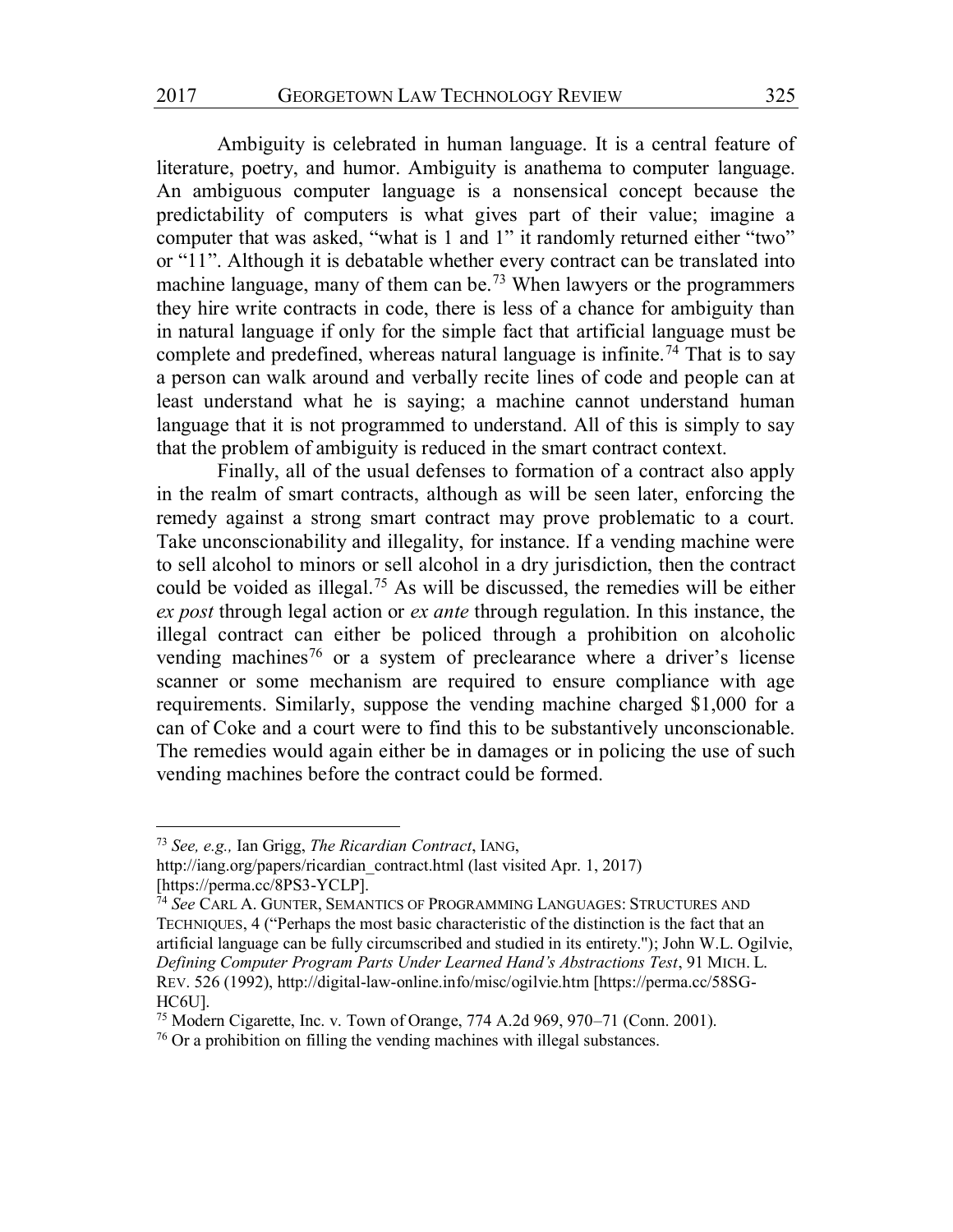Ambiguity is celebrated in human language. It is a central feature of literature, poetry, and humor. Ambiguity is anathema to computer language. An ambiguous computer language is a nonsensical concept because the predictability of computers is what gives part of their value; imagine a computer that was asked, "what is 1 and 1" it randomly returned either "two" or "11". Although it is debatable whether every contract can be translated into machine language, many of them can be.[73] When lawyers or the programmers they hire write contracts in code, there is less of a chance for ambiguity than in natural language if only for the simple fact that artificial language must be complete and predefined, whereas natural language is infinite.[74] That is to say a person can walk around and verbally recite lines of code and people can at least understand what he is saying; a machine cannot understand human language that it is not programmed to understand. All of this is simply to say that the problem of ambiguity is reduced in the smart contract context.

Finally, all of the usual defenses to formation of a contract also apply in the realm of smart contracts, although as will be seen later, enforcing the remedy against a strong smart contract may prove problematic to a court. Take unconscionability and illegality, for instance. If a vending machine were to sell alcohol to minors or sell alcohol in a dry jurisdiction, then the contract could be voided as illegal.[75] As will be discussed, the remedies will be either *ex post* through legal action or *ex ante* through regulation. In this instance, the illegal contract can either be policed through a prohibition on alcoholic vending machines[76] or a system of preclearance where a driver's license scanner or some mechanism are required to ensure compliance with age requirements. Similarly, suppose the vending machine charged $1,000 for a can of Coke and a court were to find this to be substantively unconscionable. The remedies would again either be in damages or in policing the use of such vending machines before the contract could be formed.

---

[73] *See, e.g.,* Ian Grigg, *The Ricardian Contract*, IANG, http://iang.org/papers/ricardian_contract.html (last visited Apr. 1, 2017) [https://perma.cc/8PS3-YCLP].

[74] *See* CARL A. GUNTER, SEMANTICS OF PROGRAMMING LANGUAGES: STRUCTURES AND TECHNIQUES, 4 ("Perhaps the most basic characteristic of the distinction is the fact that an artificial language can be fully circumscribed and studied in its entirety."); John W.L. Ogilvie, *Defining Computer Program Parts Under Learned Hand's Abstractions Test*, 91 MICH. L. REV. 526 (1992), http://digital-law-online.info/misc/ogilvie.htm [https://perma.cc/58SG-HC6U].

[75] Modern Cigarette, Inc. v. Town of Orange, 774 A.2d 969, 970–71 (Conn. 2001).

[76] Or a prohibition on filling the vending machines with illegal substances.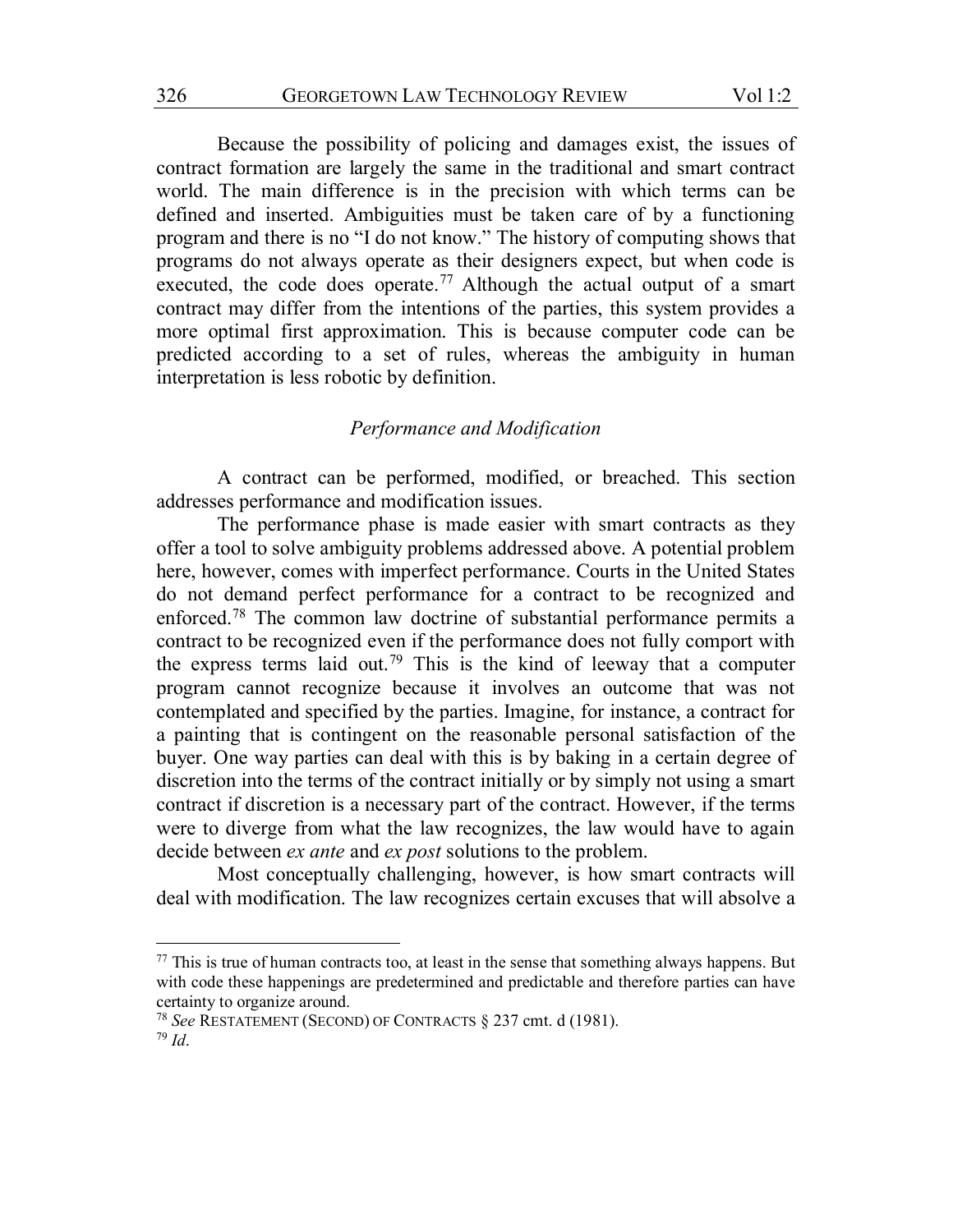Because the possibility of policing and damages exist, the issues of contract formation are largely the same in the traditional and smart contract world. The main difference is in the precision with which terms can be defined and inserted. Ambiguities must be taken care of by a functioning program and there is no "I do not know." The history of computing shows that programs do not always operate as their designers expect, but when code is executed, the code does operate.[77] Although the actual output of a smart contract may differ from the intentions of the parties, this system provides a more optimal first approximation. This is because computer code can be predicted according to a set of rules, whereas the ambiguity in human interpretation is less robotic by definition.

### *Performance and Modification*

A contract can be performed, modified, or breached. This section addresses performance and modification issues.

The performance phase is made easier with smart contracts as they offer a tool to solve ambiguity problems addressed above. A potential problem here, however, comes with imperfect performance. Courts in the United States do not demand perfect performance for a contract to be recognized and enforced.[78] The common law doctrine of substantial performance permits a contract to be recognized even if the performance does not fully comport with the express terms laid out.[79] This is the kind of leeway that a computer program cannot recognize because it involves an outcome that was not contemplated and specified by the parties. Imagine, for instance, a contract for a painting that is contingent on the reasonable personal satisfaction of the buyer. One way parties can deal with this is by baking in a certain degree of discretion into the terms of the contract initially or by simply not using a smart contract if discretion is a necessary part of the contract. However, if the terms were to diverge from what the law recognizes, the law would have to again decide between *ex ante* and *ex post* solutions to the problem.

Most conceptually challenging, however, is how smart contracts will deal with modification. The law recognizes certain excuses that will absolve a

---

[77] This is true of human contracts too, at least in the sense that something always happens. But with code these happenings are predetermined and predictable and therefore parties can have certainty to organize around.

[78] *See* RESTATEMENT (SECOND) OF CONTRACTS § 237 cmt. d (1981).

[79] *Id*.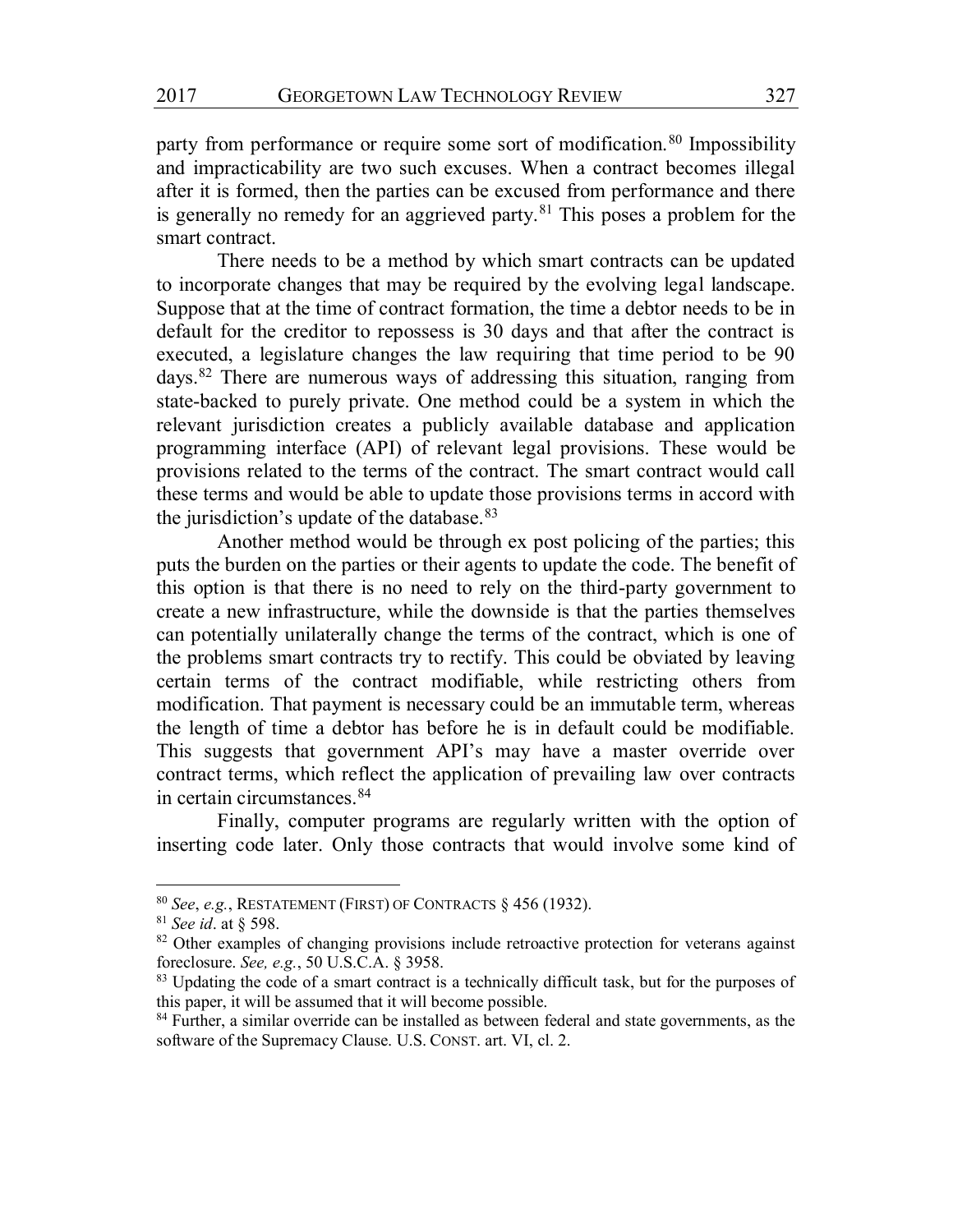party from performance or require some sort of modification.[80] Impossibility and impracticability are two such excuses. When a contract becomes illegal after it is formed, then the parties can be excused from performance and there is generally no remedy for an aggrieved party.[81] This poses a problem for the smart contract.

There needs to be a method by which smart contracts can be updated to incorporate changes that may be required by the evolving legal landscape. Suppose that at the time of contract formation, the time a debtor needs to be in default for the creditor to repossess is 30 days and that after the contract is executed, a legislature changes the law requiring that time period to be 90 days.[82] There are numerous ways of addressing this situation, ranging from state-backed to purely private. One method could be a system in which the relevant jurisdiction creates a publicly available database and application programming interface (API) of relevant legal provisions. These would be provisions related to the terms of the contract. The smart contract would call these terms and would be able to update those provisions terms in accord with the jurisdiction's update of the database.[83]

Another method would be through ex post policing of the parties; this puts the burden on the parties or their agents to update the code. The benefit of this option is that there is no need to rely on the third-party government to create a new infrastructure, while the downside is that the parties themselves can potentially unilaterally change the terms of the contract, which is one of the problems smart contracts try to rectify. This could be obviated by leaving certain terms of the contract modifiable, while restricting others from modification. That payment is necessary could be an immutable term, whereas the length of time a debtor has before he is in default could be modifiable. This suggests that government API's may have a master override over contract terms, which reflect the application of prevailing law over contracts in certain circumstances.[84]

Finally, computer programs are regularly written with the option of inserting code later. Only those contracts that would involve some kind of

---

[80] *See*, *e.g.*, RESTATEMENT (FIRST) OF CONTRACTS § 456 (1932).

[81] *See id*. at § 598.

[82] Other examples of changing provisions include retroactive protection for veterans against foreclosure. *See, e.g.*, 50 U.S.C.A. § 3958.

[83] Updating the code of a smart contract is a technically difficult task, but for the purposes of this paper, it will be assumed that it will become possible.

[84] Further, a similar override can be installed as between federal and state governments, as the software of the Supremacy Clause. U.S. CONST. art. VI, cl. 2.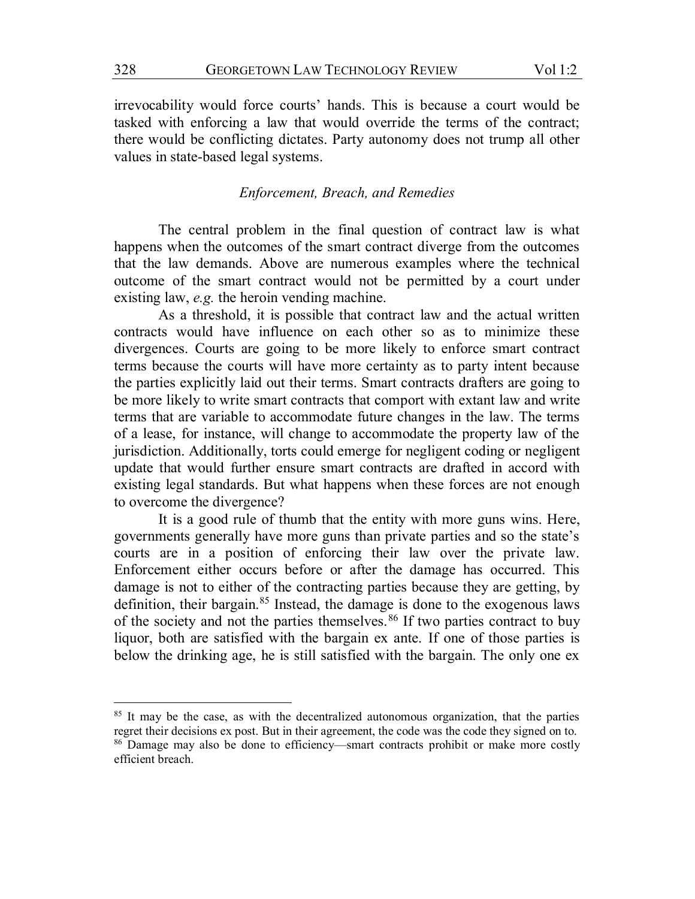irrevocability would force courts' hands. This is because a court would be tasked with enforcing a law that would override the terms of the contract; there would be conflicting dictates. Party autonomy does not trump all other values in state-based legal systems.

### *Enforcement, Breach, and Remedies*

The central problem in the final question of contract law is what happens when the outcomes of the smart contract diverge from the outcomes that the law demands. Above are numerous examples where the technical outcome of the smart contract would not be permitted by a court under existing law, *e.g.* the heroin vending machine.

As a threshold, it is possible that contract law and the actual written contracts would have influence on each other so as to minimize these divergences. Courts are going to be more likely to enforce smart contract terms because the courts will have more certainty as to party intent because the parties explicitly laid out their terms. Smart contracts drafters are going to be more likely to write smart contracts that comport with extant law and write terms that are variable to accommodate future changes in the law. The terms of a lease, for instance, will change to accommodate the property law of the jurisdiction. Additionally, torts could emerge for negligent coding or negligent update that would further ensure smart contracts are drafted in accord with existing legal standards. But what happens when these forces are not enough to overcome the divergence?

It is a good rule of thumb that the entity with more guns wins. Here, governments generally have more guns than private parties and so the state's courts are in a position of enforcing their law over the private law. Enforcement either occurs before or after the damage has occurred. This damage is not to either of the contracting parties because they are getting, by definition, their bargain.[85] Instead, the damage is done to the exogenous laws of the society and not the parties themselves.[86] If two parties contract to buy liquor, both are satisfied with the bargain ex ante. If one of those parties is below the drinking age, he is still satisfied with the bargain. The only one ex

---

[85] It may be the case, as with the decentralized autonomous organization, that the parties regret their decisions ex post. But in their agreement, the code was the code they signed on to.

[86] Damage may also be done to efficiency—smart contracts prohibit or make more costly efficient breach.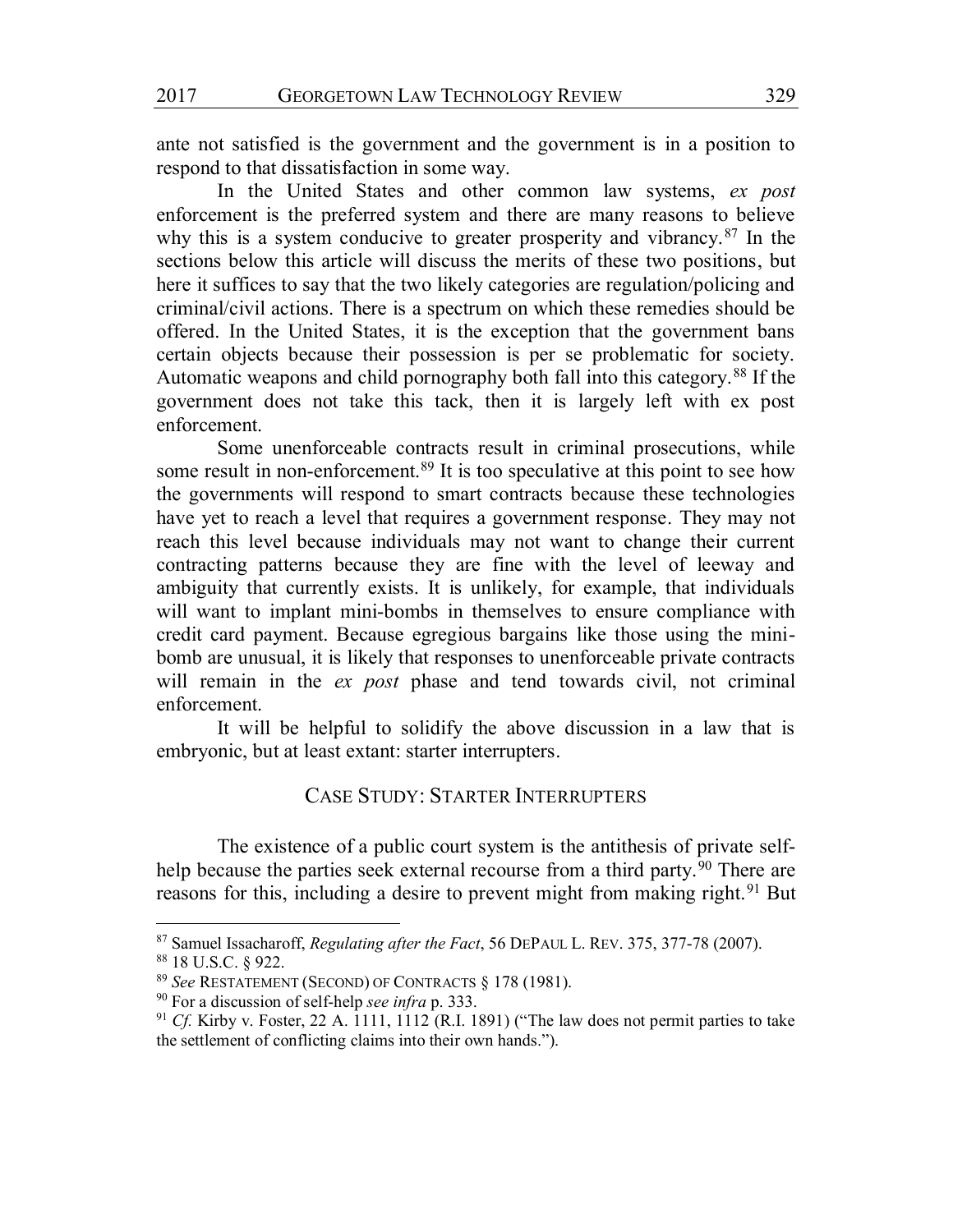ante not satisfied is the government and the government is in a position to respond to that dissatisfaction in some way.

In the United States and other common law systems, *ex post* enforcement is the preferred system and there are many reasons to believe why this is a system conducive to greater prosperity and vibrancy.[87] In the sections below this article will discuss the merits of these two positions, but here it suffices to say that the two likely categories are regulation/policing and criminal/civil actions. There is a spectrum on which these remedies should be offered. In the United States, it is the exception that the government bans certain objects because their possession is per se problematic for society. Automatic weapons and child pornography both fall into this category.[88] If the government does not take this tack, then it is largely left with ex post enforcement.

Some unenforceable contracts result in criminal prosecutions, while some result in non-enforcement.[89] It is too speculative at this point to see how the governments will respond to smart contracts because these technologies have yet to reach a level that requires a government response. They may not reach this level because individuals may not want to change their current contracting patterns because they are fine with the level of leeway and ambiguity that currently exists. It is unlikely, for example, that individuals will want to implant mini-bombs in themselves to ensure compliance with credit card payment. Because egregious bargains like those using the mini-bomb are unusual, it is likely that responses to unenforceable private contracts will remain in the *ex post* phase and tend towards civil, not criminal enforcement.

It will be helpful to solidify the above discussion in a law that is embryonic, but at least extant: starter interrupters.

## CASE STUDY: STARTER INTERRUPTERS

The existence of a public court system is the antithesis of private self-help because the parties seek external recourse from a third party.[90] There are reasons for this, including a desire to prevent might from making right.[91] But

---

[87] Samuel Issacharoff, *Regulating after the Fact*, 56 DEPAUL L. REV. 375, 377-78 (2007).

[88] 18 U.S.C. § 922.

[89] *See* RESTATEMENT (SECOND) OF CONTRACTS § 178 (1981).

[90] For a discussion of self-help *see infra* p. 333.

[91] *Cf.* Kirby v. Foster, 22 A. 1111, 1112 (R.I. 1891) ("The law does not permit parties to take the settlement of conflicting claims into their own hands.").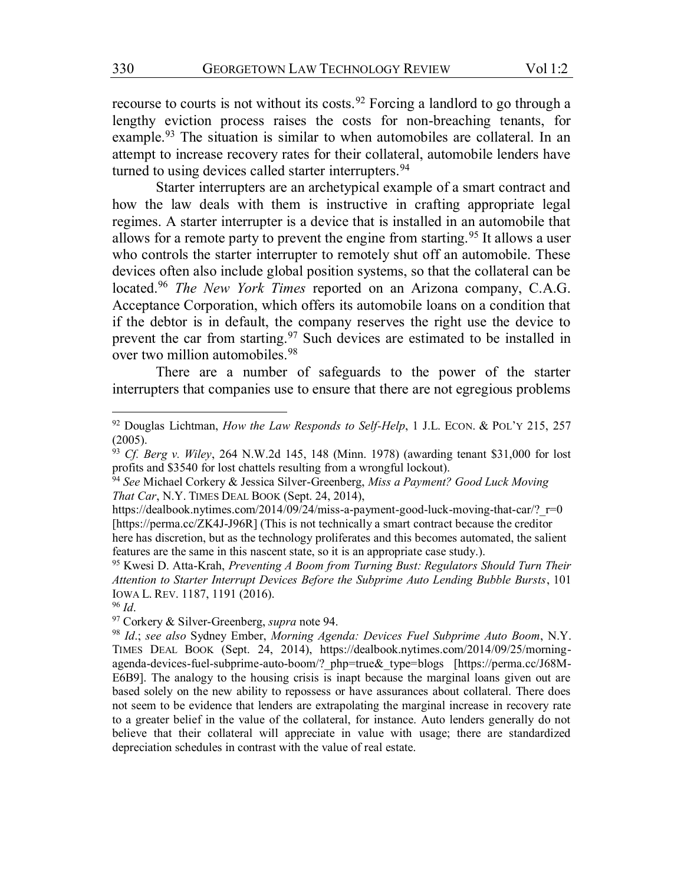recourse to courts is not without its costs.[92] Forcing a landlord to go through a lengthy eviction process raises the costs for non-breaching tenants, for example.[93] The situation is similar to when automobiles are collateral. In an attempt to increase recovery rates for their collateral, automobile lenders have turned to using devices called starter interrupters.[94]

Starter interrupters are an archetypical example of a smart contract and how the law deals with them is instructive in crafting appropriate legal regimes. A starter interrupter is a device that is installed in an automobile that allows for a remote party to prevent the engine from starting.[95] It allows a user who controls the starter interrupter to remotely shut off an automobile. These devices often also include global position systems, so that the collateral can be located.[96] *The New York Times* reported on an Arizona company, C.A.G. Acceptance Corporation, which offers its automobile loans on a condition that if the debtor is in default, the company reserves the right use the device to prevent the car from starting.[97] Such devices are estimated to be installed in over two million automobiles.[98]

There are a number of safeguards to the power of the starter interrupters that companies use to ensure that there are not egregious problems

---

[92] Douglas Lichtman, *How the Law Responds to Self-Help*, 1 J.L. ECON. & POL'Y 215, 257 (2005).

[93] *Cf. Berg v. Wiley*, 264 N.W.2d 145, 148 (Minn. 1978) (awarding tenant $31,000 for lost profits and $3540 for lost chattels resulting from a wrongful lockout).

[94] *See* Michael Corkery & Jessica Silver-Greenberg, *Miss a Payment? Good Luck Moving That Car*, N.Y. TIMES DEAL BOOK (Sept. 24, 2014), https://dealbook.nytimes.com/2014/09/24/miss-a-payment-good-luck-moving-that-car/?_r=0 [https://perma.cc/ZK4J-J96R] (This is not technically a smart contract because the creditor here has discretion, but as the technology proliferates and this becomes automated, the salient features are the same in this nascent state, so it is an appropriate case study.).

[95] Kwesi D. Atta-Krah, *Preventing A Boom from Turning Bust: Regulators Should Turn Their Attention to Starter Interrupt Devices Before the Subprime Auto Lending Bubble Bursts*, 101 IOWA L. REV. 1187, 1191 (2016).

[96] *Id*.

[97] Corkery & Silver-Greenberg, *supra* note 94.

[98] *Id*.; *see also* Sydney Ember, *Morning Agenda: Devices Fuel Subprime Auto Boom*, N.Y. TIMES DEAL BOOK (Sept. 24, 2014), https://dealbook.nytimes.com/2014/09/25/morning-agenda-devices-fuel-subprime-auto-boom/?_php=true&_type=blogs [https://perma.cc/J68M-E6B9]. The analogy to the housing crisis is inapt because the marginal loans given out are based solely on the new ability to repossess or have assurances about collateral. There does not seem to be evidence that lenders are extrapolating the marginal increase in recovery rate to a greater belief in the value of the collateral, for instance. Auto lenders generally do not believe that their collateral will appreciate in value with usage; there are standardized depreciation schedules in contrast with the value of real estate.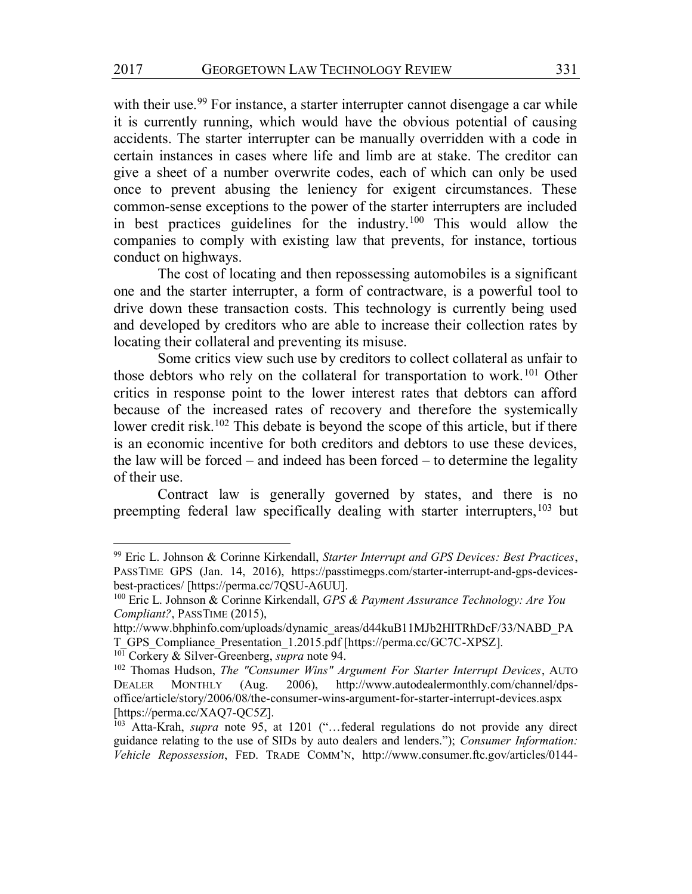with their use.[99] For instance, a starter interrupter cannot disengage a car while it is currently running, which would have the obvious potential of causing accidents. The starter interrupter can be manually overridden with a code in certain instances in cases where life and limb are at stake. The creditor can give a sheet of a number overwrite codes, each of which can only be used once to prevent abusing the leniency for exigent circumstances. These common-sense exceptions to the power of the starter interrupters are included in best practices guidelines for the industry.[100] This would allow the companies to comply with existing law that prevents, for instance, tortious conduct on highways.

The cost of locating and then repossessing automobiles is a significant one and the starter interrupter, a form of contractware, is a powerful tool to drive down these transaction costs. This technology is currently being used and developed by creditors who are able to increase their collection rates by locating their collateral and preventing its misuse.

Some critics view such use by creditors to collect collateral as unfair to those debtors who rely on the collateral for transportation to work.[101] Other critics in response point to the lower interest rates that debtors can afford because of the increased rates of recovery and therefore the systemically lower credit risk.[102] This debate is beyond the scope of this article, but if there is an economic incentive for both creditors and debtors to use these devices, the law will be forced – and indeed has been forced – to determine the legality of their use.

Contract law is generally governed by states, and there is no preempting federal law specifically dealing with starter interrupters,[103] but

---

[99] Eric L. Johnson & Corinne Kirkendall, *Starter Interrupt and GPS Devices: Best Practices*, PASSTIME GPS (Jan. 14, 2016), https://passtimegps.com/starter-interrupt-and-gps-devices-best-practices/ [https://perma.cc/7QSU-A6UU].

[100] Eric L. Johnson & Corinne Kirkendall, *GPS & Payment Assurance Technology: Are You Compliant?*, PASSTIME (2015), http://www.bhphinfo.com/uploads/dynamic_areas/d44kuB11MJb2HITRhDcF/33/NABD_PAT_GPS_Compliance_Presentation_1.2015.pdf [https://perma.cc/GC7C-XPSZ].

[101] Corkery & Silver-Greenberg, *supra* note 94.

[102] Thomas Hudson, *The "Consumer Wins" Argument For Starter Interrupt Devices*, AUTO DEALER MONTHLY (Aug. 2006), http://www.autodealermonthly.com/channel/dps-office/article/story/2006/08/the-consumer-wins-argument-for-starter-interrupt-devices.aspx [https://perma.cc/XAQ7-QC5Z].

[103] Atta-Krah, *supra* note 95, at 1201 ("…federal regulations do not provide any direct guidance relating to the use of SIDs by auto dealers and lenders."); *Consumer Information: Vehicle Repossession*, FED. TRADE COMM'N, http://www.consumer.ftc.gov/articles/0144-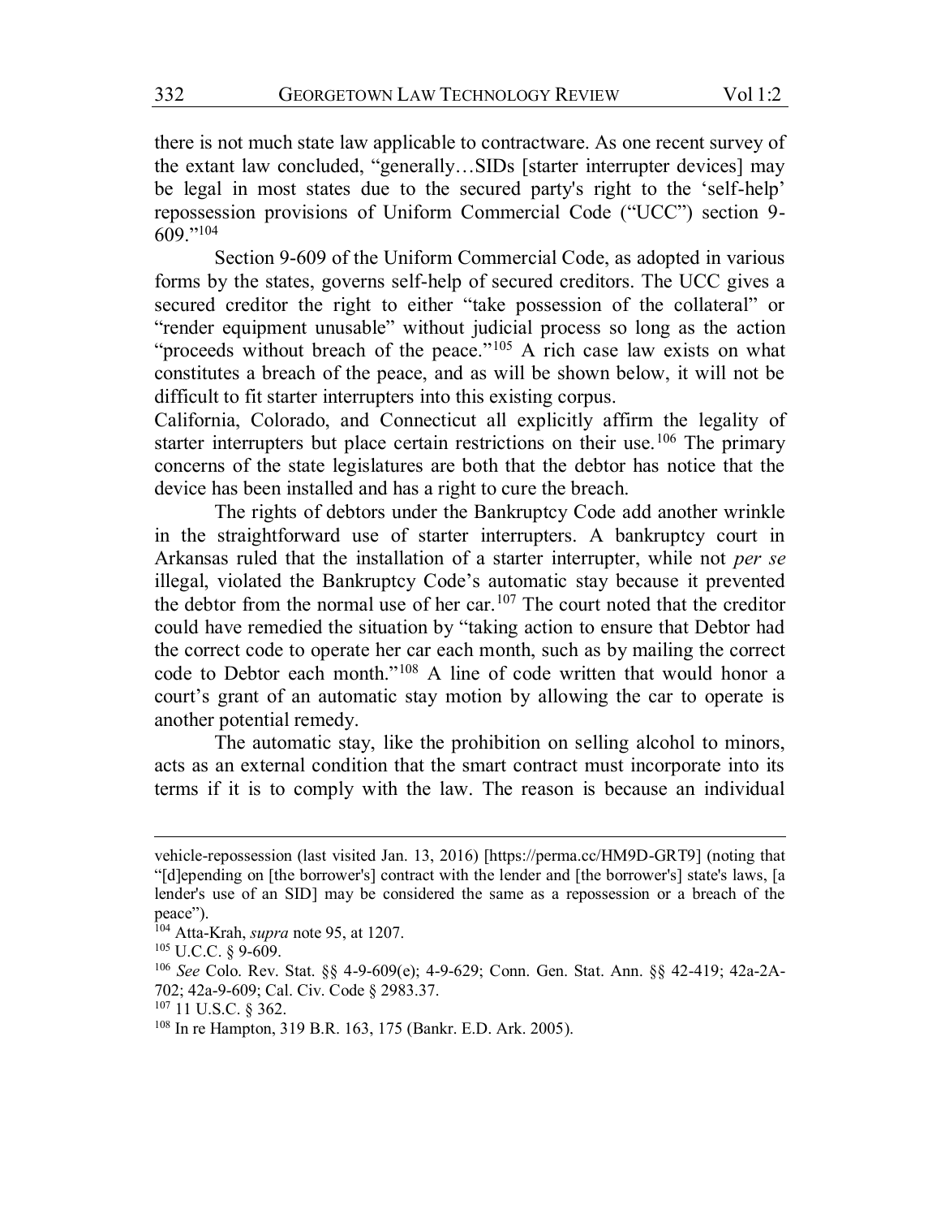there is not much state law applicable to contractware. As one recent survey of the extant law concluded, "generally…SIDs [starter interrupter devices] may be legal in most states due to the secured party's right to the 'self-help' repossession provisions of Uniform Commercial Code ("UCC") section 9-609."[104]

Section 9-609 of the Uniform Commercial Code, as adopted in various forms by the states, governs self-help of secured creditors. The UCC gives a secured creditor the right to either "take possession of the collateral" or "render equipment unusable" without judicial process so long as the action "proceeds without breach of the peace."[105] A rich case law exists on what constitutes a breach of the peace, and as will be shown below, it will not be difficult to fit starter interrupters into this existing corpus.

California, Colorado, and Connecticut all explicitly affirm the legality of starter interrupters but place certain restrictions on their use.[106] The primary concerns of the state legislatures are both that the debtor has notice that the device has been installed and has a right to cure the breach.

The rights of debtors under the Bankruptcy Code add another wrinkle in the straightforward use of starter interrupters. A bankruptcy court in Arkansas ruled that the installation of a starter interrupter, while not *per se* illegal, violated the Bankruptcy Code's automatic stay because it prevented the debtor from the normal use of her car.[107] The court noted that the creditor could have remedied the situation by "taking action to ensure that Debtor had the correct code to operate her car each month, such as by mailing the correct code to Debtor each month."[108] A line of code written that would honor a court's grant of an automatic stay motion by allowing the car to operate is another potential remedy.

The automatic stay, like the prohibition on selling alcohol to minors, acts as an external condition that the smart contract must incorporate into its terms if it is to comply with the law. The reason is because an individual

---

vehicle-repossession (last visited Jan. 13, 2016) [https://perma.cc/HM9D-GRT9] (noting that "[d]epending on [the borrower's] contract with the lender and [the borrower's] state's laws, [a lender's use of an SID] may be considered the same as a repossession or a breach of the peace").

[104] Atta-Krah, *supra* note 95, at 1207.

[105] U.C.C. § 9-609.

[106] *See* Colo. Rev. Stat. §§ 4-9-609(e); 4-9-629; Conn. Gen. Stat. Ann. §§ 42-419; 42a-2A-702; 42a-9-609; Cal. Civ. Code § 2983.37.

[107] 11 U.S.C. § 362.

[108] In re Hampton, 319 B.R. 163, 175 (Bankr. E.D. Ark. 2005).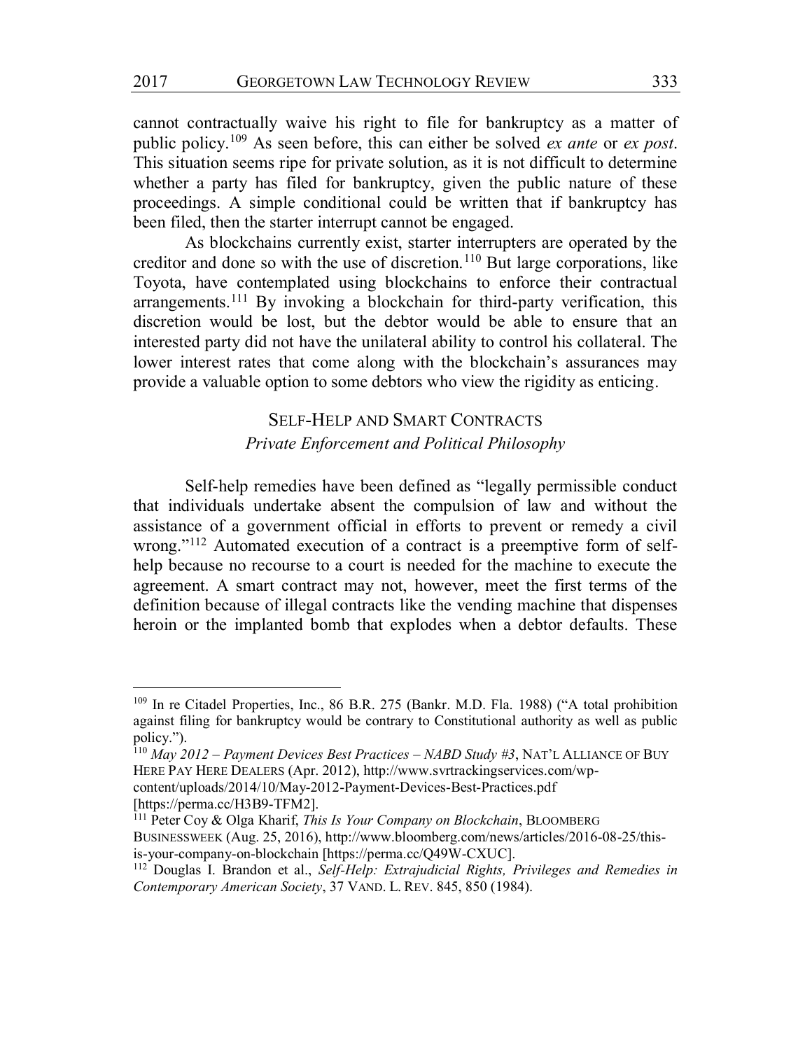cannot contractually waive his right to file for bankruptcy as a matter of public policy.[109] As seen before, this can either be solved *ex ante* or *ex post*. This situation seems ripe for private solution, as it is not difficult to determine whether a party has filed for bankruptcy, given the public nature of these proceedings. A simple conditional could be written that if bankruptcy has been filed, then the starter interrupt cannot be engaged.

As blockchains currently exist, starter interrupters are operated by the creditor and done so with the use of discretion.[110] But large corporations, like Toyota, have contemplated using blockchains to enforce their contractual arrangements.[111] By invoking a blockchain for third-party verification, this discretion would be lost, but the debtor would be able to ensure that an interested party did not have the unilateral ability to control his collateral. The lower interest rates that come along with the blockchain's assurances may provide a valuable option to some debtors who view the rigidity as enticing.

## SELF-HELP AND SMART CONTRACTS

### *Private Enforcement and Political Philosophy*

Self-help remedies have been defined as "legally permissible conduct that individuals undertake absent the compulsion of law and without the assistance of a government official in efforts to prevent or remedy a civil wrong."[112] Automated execution of a contract is a preemptive form of self-help because no recourse to a court is needed for the machine to execute the agreement. A smart contract may not, however, meet the first terms of the definition because of illegal contracts like the vending machine that dispenses heroin or the implanted bomb that explodes when a debtor defaults. These

---

[109] In re Citadel Properties, Inc., 86 B.R. 275 (Bankr. M.D. Fla. 1988) ("A total prohibition against filing for bankruptcy would be contrary to Constitutional authority as well as public policy.").

[110] *May 2012 – Payment Devices Best Practices – NABD Study #3*, NAT'L ALLIANCE OF BUY HERE PAY HERE DEALERS (Apr. 2012), http://www.svrtrackingservices.com/wp-content/uploads/2014/10/May-2012-Payment-Devices-Best-Practices.pdf [https://perma.cc/H3B9-TFM2].

[111] Peter Coy & Olga Kharif, *This Is Your Company on Blockchain*, BLOOMBERG BUSINESSWEEK (Aug. 25, 2016), http://www.bloomberg.com/news/articles/2016-08-25/this-is-your-company-on-blockchain [https://perma.cc/Q49W-CXUC].

[112] Douglas I. Brandon et al., *Self-Help: Extrajudicial Rights, Privileges and Remedies in Contemporary American Society*, 37 VAND. L. REV. 845, 850 (1984).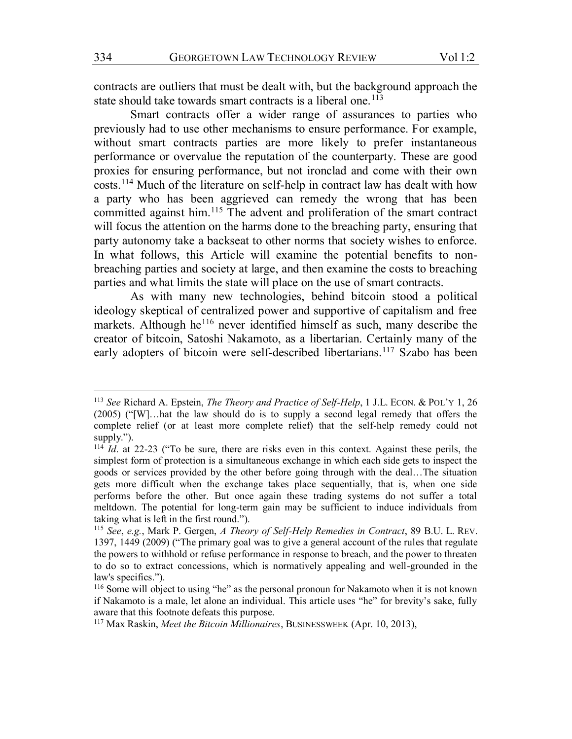contracts are outliers that must be dealt with, but the background approach the state should take towards smart contracts is a liberal one.[113]

Smart contracts offer a wider range of assurances to parties who previously had to use other mechanisms to ensure performance. For example, without smart contracts parties are more likely to prefer instantaneous performance or overvalue the reputation of the counterparty. These are good proxies for ensuring performance, but not ironclad and come with their own costs.[114] Much of the literature on self-help in contract law has dealt with how a party who has been aggrieved can remedy the wrong that has been committed against him.[115] The advent and proliferation of the smart contract will focus the attention on the harms done to the breaching party, ensuring that party autonomy take a backseat to other norms that society wishes to enforce. In what follows, this Article will examine the potential benefits to non-breaching parties and society at large, and then examine the costs to breaching parties and what limits the state will place on the use of smart contracts.

As with many new technologies, behind bitcoin stood a political ideology skeptical of centralized power and supportive of capitalism and free markets. Although he[116] never identified himself as such, many describe the creator of bitcoin, Satoshi Nakamoto, as a libertarian. Certainly many of the early adopters of bitcoin were self-described libertarians.[117] Szabo has been

---

[113] *See* Richard A. Epstein, *The Theory and Practice of Self-Help*, 1 J.L. ECON. & POL'Y 1, 26 (2005) ("[W]…hat the law should do is to supply a second legal remedy that offers the complete relief (or at least more complete relief) that the self-help remedy could not supply.").

[114] *Id*. at 22-23 ("To be sure, there are risks even in this context. Against these perils, the simplest form of protection is a simultaneous exchange in which each side gets to inspect the goods or services provided by the other before going through with the deal…The situation gets more difficult when the exchange takes place sequentially, that is, when one side performs before the other. But once again these trading systems do not suffer a total meltdown. The potential for long-term gain may be sufficient to induce individuals from taking what is left in the first round.").

[115] *See*, *e.g.*, Mark P. Gergen, *A Theory of Self-Help Remedies in Contract*, 89 B.U. L. REV. 1397, 1449 (2009) ("The primary goal was to give a general account of the rules that regulate the powers to withhold or refuse performance in response to breach, and the power to threaten to do so to extract concessions, which is normatively appealing and well-grounded in the law's specifics.").

[116] Some will object to using "he" as the personal pronoun for Nakamoto when it is not known if Nakamoto is a male, let alone an individual. This article uses "he" for brevity's sake, fully aware that this footnote defeats this purpose.

[117] Max Raskin, *Meet the Bitcoin Millionaires*, BUSINESSWEEK (Apr. 10, 2013),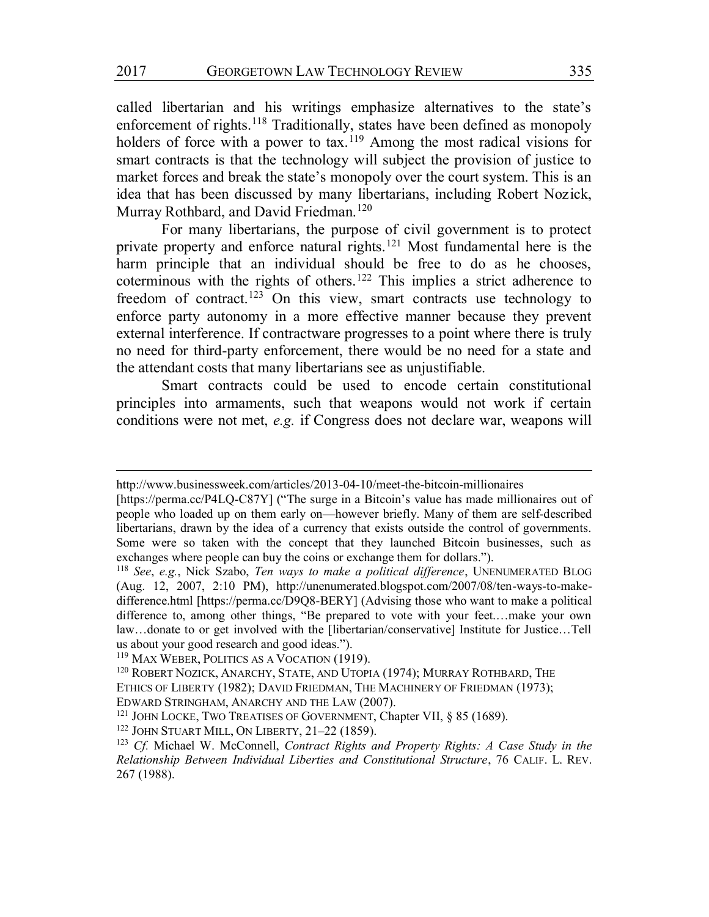called libertarian and his writings emphasize alternatives to the state's enforcement of rights.[118] Traditionally, states have been defined as monopoly holders of force with a power to tax.[119] Among the most radical visions for smart contracts is that the technology will subject the provision of justice to market forces and break the state's monopoly over the court system. This is an idea that has been discussed by many libertarians, including Robert Nozick, Murray Rothbard, and David Friedman.[120]

For many libertarians, the purpose of civil government is to protect private property and enforce natural rights.[121] Most fundamental here is the harm principle that an individual should be free to do as he chooses, coterminous with the rights of others.[122] This implies a strict adherence to freedom of contract.[123] On this view, smart contracts use technology to enforce party autonomy in a more effective manner because they prevent external interference. If contractware progresses to a point where there is truly no need for third-party enforcement, there would be no need for a state and the attendant costs that many libertarians see as unjustifiable.

Smart contracts could be used to encode certain constitutional principles into armaments, such that weapons would not work if certain conditions were not met, *e.g.* if Congress does not declare war, weapons will

---

http://www.businessweek.com/articles/2013-04-10/meet-the-bitcoin-millionaires [https://perma.cc/P4LQ-C87Y] ("The surge in a Bitcoin's value has made millionaires out of people who loaded up on them early on—however briefly. Many of them are self-described libertarians, drawn by the idea of a currency that exists outside the control of governments. Some were so taken with the concept that they launched Bitcoin businesses, such as exchanges where people can buy the coins or exchange them for dollars.").

[118] *See*, *e.g.*, Nick Szabo, *Ten ways to make a political difference*, UNENUMERATED BLOG (Aug. 12, 2007, 2:10 PM), http://unenumerated.blogspot.com/2007/08/ten-ways-to-make-difference.html [https://perma.cc/D9Q8-BERY] (Advising those who want to make a political difference to, among other things, "Be prepared to vote with your feet.…make your own law…donate to or get involved with the [libertarian/conservative] Institute for Justice…Tell us about your good research and good ideas.").

[119] MAX WEBER, POLITICS AS A VOCATION (1919).

[120] ROBERT NOZICK, ANARCHY, STATE, AND UTOPIA (1974); MURRAY ROTHBARD, THE ETHICS OF LIBERTY (1982); DAVID FRIEDMAN, THE MACHINERY OF FRIEDMAN (1973); EDWARD STRINGHAM, ANARCHY AND THE LAW (2007).

[121] JOHN LOCKE, TWO TREATISES OF GOVERNMENT, Chapter VII, § 85 (1689).

[122] JOHN STUART MILL, ON LIBERTY, 21–22 (1859).

[123] *Cf.* Michael W. McConnell, *Contract Rights and Property Rights: A Case Study in the Relationship Between Individual Liberties and Constitutional Structure*, 76 CALIF. L. REV. 267 (1988).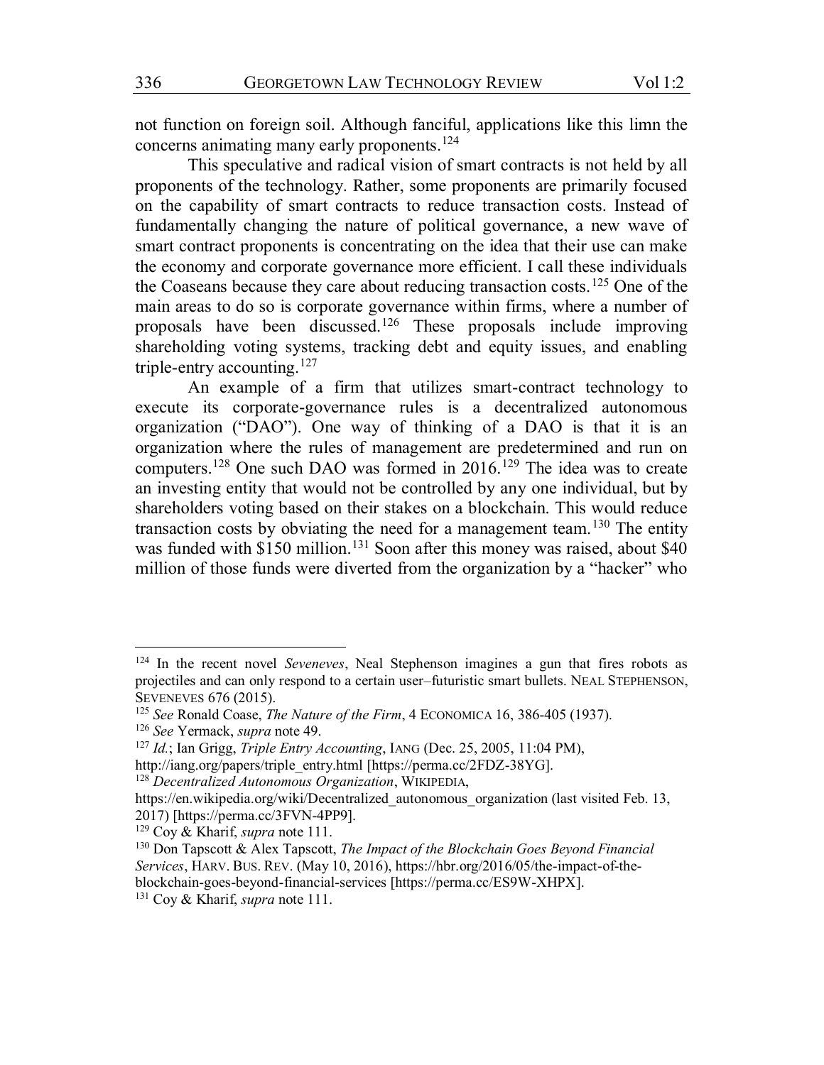not function on foreign soil. Although fanciful, applications like this limn the concerns animating many early proponents.[124]

This speculative and radical vision of smart contracts is not held by all proponents of the technology. Rather, some proponents are primarily focused on the capability of smart contracts to reduce transaction costs. Instead of fundamentally changing the nature of political governance, a new wave of smart contract proponents is concentrating on the idea that their use can make the economy and corporate governance more efficient. I call these individuals the Coaseans because they care about reducing transaction costs.[125] One of the main areas to do so is corporate governance within firms, where a number of proposals have been discussed.[126] These proposals include improving shareholding voting systems, tracking debt and equity issues, and enabling triple-entry accounting.[127]

An example of a firm that utilizes smart-contract technology to execute its corporate-governance rules is a decentralized autonomous organization ("DAO"). One way of thinking of a DAO is that it is an organization where the rules of management are predetermined and run on computers.[128] One such DAO was formed in 2016.[129] The idea was to create an investing entity that would not be controlled by any one individual, but by shareholders voting based on their stakes on a blockchain. This would reduce transaction costs by obviating the need for a management team.[130] The entity was funded with $150 million.[131] Soon after this money was raised, about $40 million of those funds were diverted from the organization by a "hacker" who

---

[124] In the recent novel *Seveneves*, Neal Stephenson imagines a gun that fires robots as projectiles and can only respond to a certain user–futuristic smart bullets. NEAL STEPHENSON, SEVENEVES 676 (2015).

[125] *See* Ronald Coase, *The Nature of the Firm*, 4 ECONOMICA 16, 386-405 (1937).

[126] *See* Yermack, *supra* note 49.

[127] *Id.*; Ian Grigg, *Triple Entry Accounting*, IANG (Dec. 25, 2005, 11:04 PM), http://iang.org/papers/triple_entry.html [https://perma.cc/2FDZ-38YG].

[128] *Decentralized Autonomous Organization*, WIKIPEDIA, https://en.wikipedia.org/wiki/Decentralized_autonomous_organization (last visited Feb. 13, 2017) [https://perma.cc/3FVN-4PP9].

[129] Coy & Kharif, *supra* note 111.

[130] Don Tapscott & Alex Tapscott, *The Impact of the Blockchain Goes Beyond Financial Services*, HARV. BUS. REV. (May 10, 2016), https://hbr.org/2016/05/the-impact-of-the-blockchain-goes-beyond-financial-services [https://perma.cc/ES9W-XHPX].

[131] Coy & Kharif, *supra* note 111.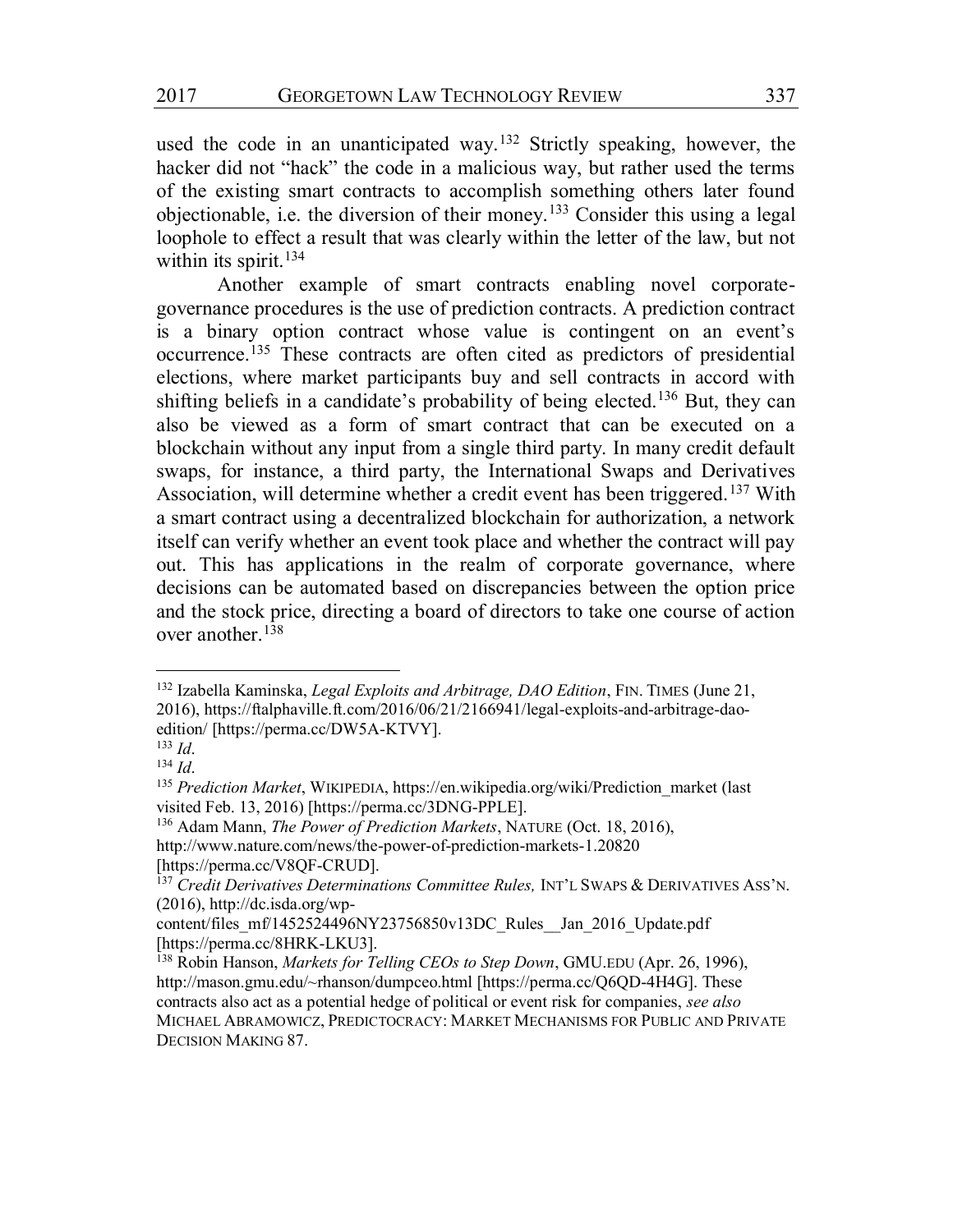used the code in an unanticipated way.[132] Strictly speaking, however, the hacker did not "hack" the code in a malicious way, but rather used the terms of the existing smart contracts to accomplish something others later found objectionable, i.e. the diversion of their money.[133] Consider this using a legal loophole to effect a result that was clearly within the letter of the law, but not within its spirit.[134]

Another example of smart contracts enabling novel corporate-governance procedures is the use of prediction contracts. A prediction contract is a binary option contract whose value is contingent on an event's occurrence.[135] These contracts are often cited as predictors of presidential elections, where market participants buy and sell contracts in accord with shifting beliefs in a candidate's probability of being elected.[136] But, they can also be viewed as a form of smart contract that can be executed on a blockchain without any input from a single third party. In many credit default swaps, for instance, a third party, the International Swaps and Derivatives Association, will determine whether a credit event has been triggered.[137] With a smart contract using a decentralized blockchain for authorization, a network itself can verify whether an event took place and whether the contract will pay out. This has applications in the realm of corporate governance, where decisions can be automated based on discrepancies between the option price and the stock price, directing a board of directors to take one course of action over another.[138]

---

[132] Izabella Kaminska, *Legal Exploits and Arbitrage, DAO Edition*, FIN. TIMES (June 21, 2016), https://ftalphaville.ft.com/2016/06/21/2166941/legal-exploits-and-arbitrage-dao-edition/ [https://perma.cc/DW5A-KTVY].

[133] *Id*.

[134] *Id*.

[135] *Prediction Market*, WIKIPEDIA, https://en.wikipedia.org/wiki/Prediction_market (last visited Feb. 13, 2016) [https://perma.cc/3DNG-PPLE].

[136] Adam Mann, *The Power of Prediction Markets*, NATURE (Oct. 18, 2016), http://www.nature.com/news/the-power-of-prediction-markets-1.20820 [https://perma.cc/V8QF-CRUD].

[137] *Credit Derivatives Determinations Committee Rules,* INT'L SWAPS & DERIVATIVES ASS'N. (2016), http://dc.isda.org/wp-content/files_mf/1452524496NY23756850v13DC_Rules__Jan_2016_Update.pdf [https://perma.cc/8HRK-LKU3].

[138] Robin Hanson, *Markets for Telling CEOs to Step Down*, GMU.EDU (Apr. 26, 1996), http://mason.gmu.edu/~rhanson/dumpceo.html [https://perma.cc/Q6QD-4H4G]. These contracts also act as a potential hedge of political or event risk for companies, *see also* MICHAEL ABRAMOWICZ, PREDICTOCRACY: MARKET MECHANISMS FOR PUBLIC AND PRIVATE DECISION MAKING 87.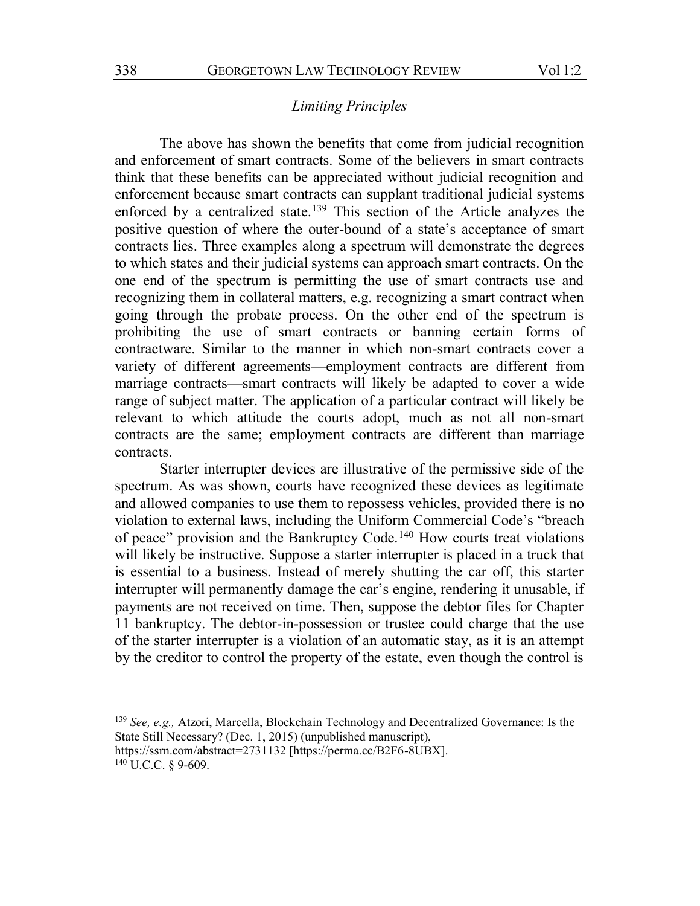### *Limiting Principles*

The above has shown the benefits that come from judicial recognition and enforcement of smart contracts. Some of the believers in smart contracts think that these benefits can be appreciated without judicial recognition and enforcement because smart contracts can supplant traditional judicial systems enforced by a centralized state.[139] This section of the Article analyzes the positive question of where the outer-bound of a state's acceptance of smart contracts lies. Three examples along a spectrum will demonstrate the degrees to which states and their judicial systems can approach smart contracts. On the one end of the spectrum is permitting the use of smart contracts use and recognizing them in collateral matters, e.g. recognizing a smart contract when going through the probate process. On the other end of the spectrum is prohibiting the use of smart contracts or banning certain forms of contractware. Similar to the manner in which non-smart contracts cover a variety of different agreements—employment contracts are different from marriage contracts—smart contracts will likely be adapted to cover a wide range of subject matter. The application of a particular contract will likely be relevant to which attitude the courts adopt, much as not all non-smart contracts are the same; employment contracts are different than marriage contracts.

Starter interrupter devices are illustrative of the permissive side of the spectrum. As was shown, courts have recognized these devices as legitimate and allowed companies to use them to repossess vehicles, provided there is no violation to external laws, including the Uniform Commercial Code's "breach of peace" provision and the Bankruptcy Code.[140] How courts treat violations will likely be instructive. Suppose a starter interrupter is placed in a truck that is essential to a business. Instead of merely shutting the car off, this starter interrupter will permanently damage the car's engine, rendering it unusable, if payments are not received on time. Then, suppose the debtor files for Chapter 11 bankruptcy. The debtor-in-possession or trustee could charge that the use of the starter interrupter is a violation of an automatic stay, as it is an attempt by the creditor to control the property of the estate, even though the control is

---

[139] *See, e.g.,* Atzori, Marcella, Blockchain Technology and Decentralized Governance: Is the State Still Necessary? (Dec. 1, 2015) (unpublished manuscript), https://ssrn.com/abstract=2731132 [https://perma.cc/B2F6-8UBX].

[140] U.C.C. § 9-609.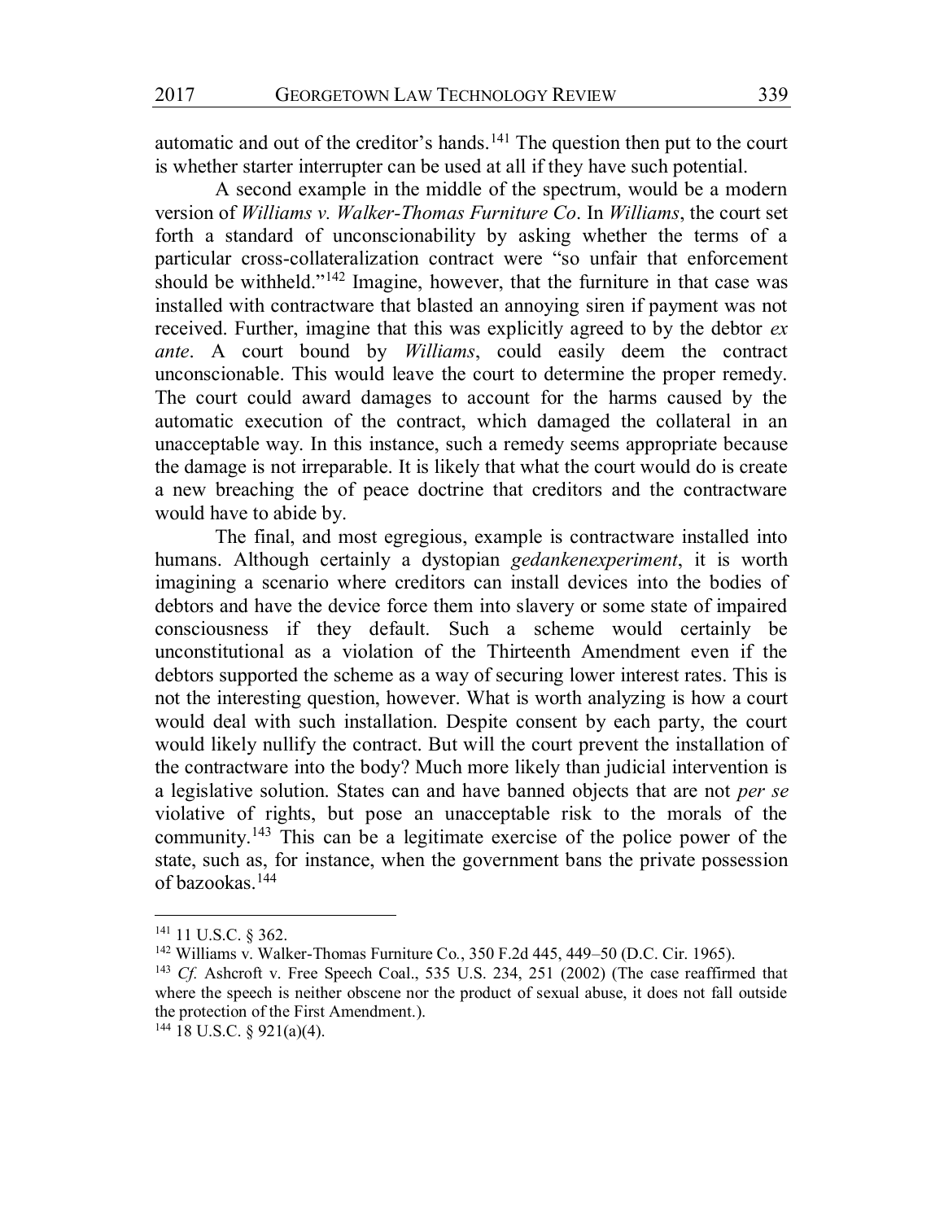automatic and out of the creditor's hands.[141] The question then put to the court is whether starter interrupter can be used at all if they have such potential.

A second example in the middle of the spectrum, would be a modern version of *Williams v. Walker-Thomas Furniture Co*. In *Williams*, the court set forth a standard of unconscionability by asking whether the terms of a particular cross-collateralization contract were "so unfair that enforcement should be withheld."[142] Imagine, however, that the furniture in that case was installed with contractware that blasted an annoying siren if payment was not received. Further, imagine that this was explicitly agreed to by the debtor *ex ante*. A court bound by *Williams*, could easily deem the contract unconscionable. This would leave the court to determine the proper remedy. The court could award damages to account for the harms caused by the automatic execution of the contract, which damaged the collateral in an unacceptable way. In this instance, such a remedy seems appropriate because the damage is not irreparable. It is likely that what the court would do is create a new breaching the of peace doctrine that creditors and the contractware would have to abide by.

The final, and most egregious, example is contractware installed into humans. Although certainly a dystopian *gedankenexperiment*, it is worth imagining a scenario where creditors can install devices into the bodies of debtors and have the device force them into slavery or some state of impaired consciousness if they default. Such a scheme would certainly be unconstitutional as a violation of the Thirteenth Amendment even if the debtors supported the scheme as a way of securing lower interest rates. This is not the interesting question, however. What is worth analyzing is how a court would deal with such installation. Despite consent by each party, the court would likely nullify the contract. But will the court prevent the installation of the contractware into the body? Much more likely than judicial intervention is a legislative solution. States can and have banned objects that are not *per se* violative of rights, but pose an unacceptable risk to the morals of the community.[143] This can be a legitimate exercise of the police power of the state, such as, for instance, when the government bans the private possession of bazookas.[144]

---

[141] 11 U.S.C. § 362.

[142] Williams v. Walker-Thomas Furniture Co., 350 F.2d 445, 449–50 (D.C. Cir. 1965).

[143] *Cf.* Ashcroft v. Free Speech Coal., 535 U.S. 234, 251 (2002) (The case reaffirmed that where the speech is neither obscene nor the product of sexual abuse, it does not fall outside the protection of the First Amendment.).

[144] 18 U.S.C. § 921(a)(4).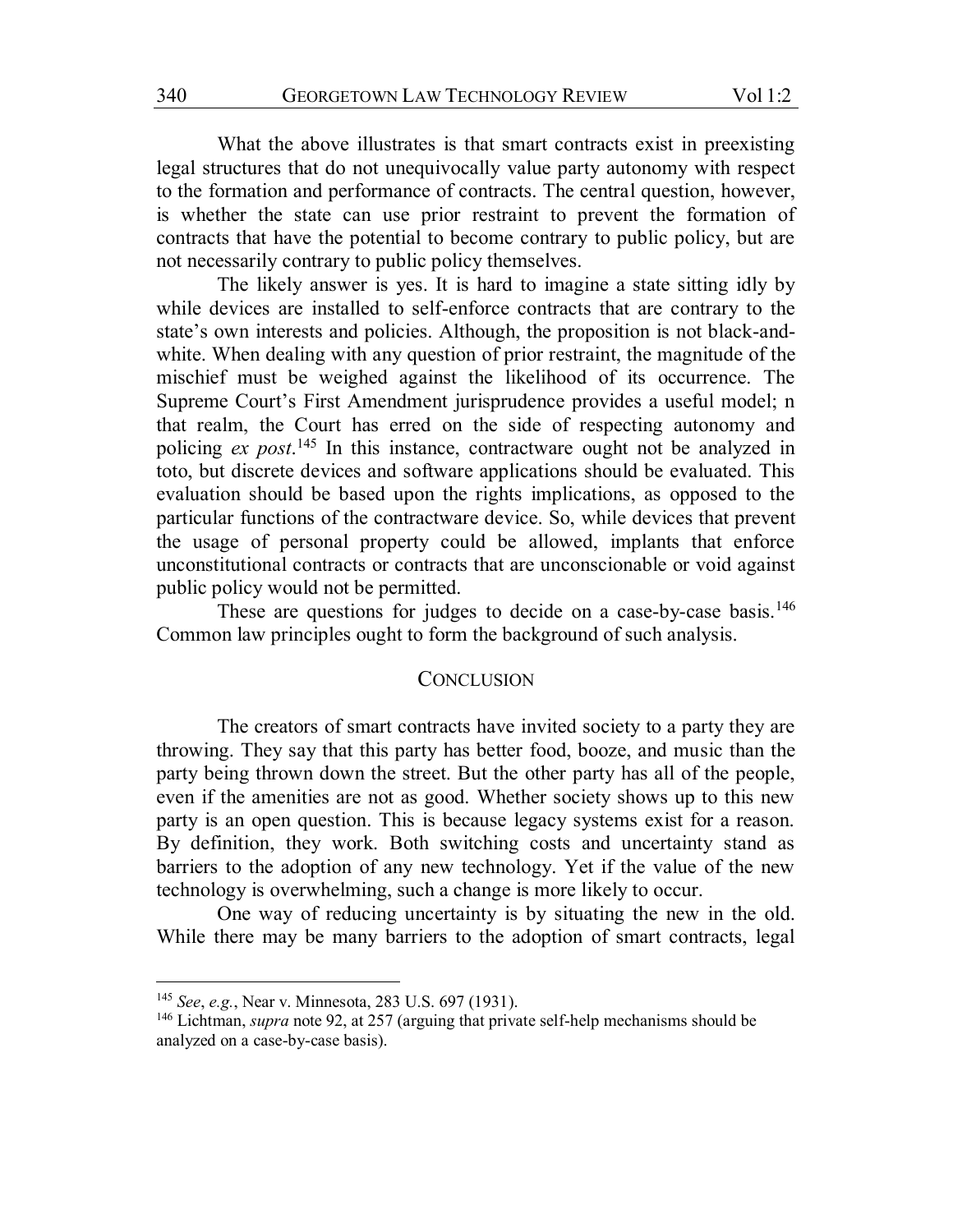What the above illustrates is that smart contracts exist in preexisting legal structures that do not unequivocally value party autonomy with respect to the formation and performance of contracts. The central question, however, is whether the state can use prior restraint to prevent the formation of contracts that have the potential to become contrary to public policy, but are not necessarily contrary to public policy themselves.

The likely answer is yes. It is hard to imagine a state sitting idly by while devices are installed to self-enforce contracts that are contrary to the state's own interests and policies. Although, the proposition is not black-and-white. When dealing with any question of prior restraint, the magnitude of the mischief must be weighed against the likelihood of its occurrence. The Supreme Court's First Amendment jurisprudence provides a useful model; n that realm, the Court has erred on the side of respecting autonomy and policing *ex post*.[145] In this instance, contractware ought not be analyzed in toto, but discrete devices and software applications should be evaluated. This evaluation should be based upon the rights implications, as opposed to the particular functions of the contractware device. So, while devices that prevent the usage of personal property could be allowed, implants that enforce unconstitutional contracts or contracts that are unconscionable or void against public policy would not be permitted.

These are questions for judges to decide on a case-by-case basis.[146] Common law principles ought to form the background of such analysis.

## CONCLUSION

The creators of smart contracts have invited society to a party they are throwing. They say that this party has better food, booze, and music than the party being thrown down the street. But the other party has all of the people, even if the amenities are not as good. Whether society shows up to this new party is an open question. This is because legacy systems exist for a reason. By definition, they work. Both switching costs and uncertainty stand as barriers to the adoption of any new technology. Yet if the value of the new technology is overwhelming, such a change is more likely to occur.

One way of reducing uncertainty is by situating the new in the old. While there may be many barriers to the adoption of smart contracts, legal

---

[145] *See*, *e.g.*, Near v. Minnesota, 283 U.S. 697 (1931).

[146] Lichtman, *supra* note 92, at 257 (arguing that private self-help mechanisms should be analyzed on a case-by-case basis).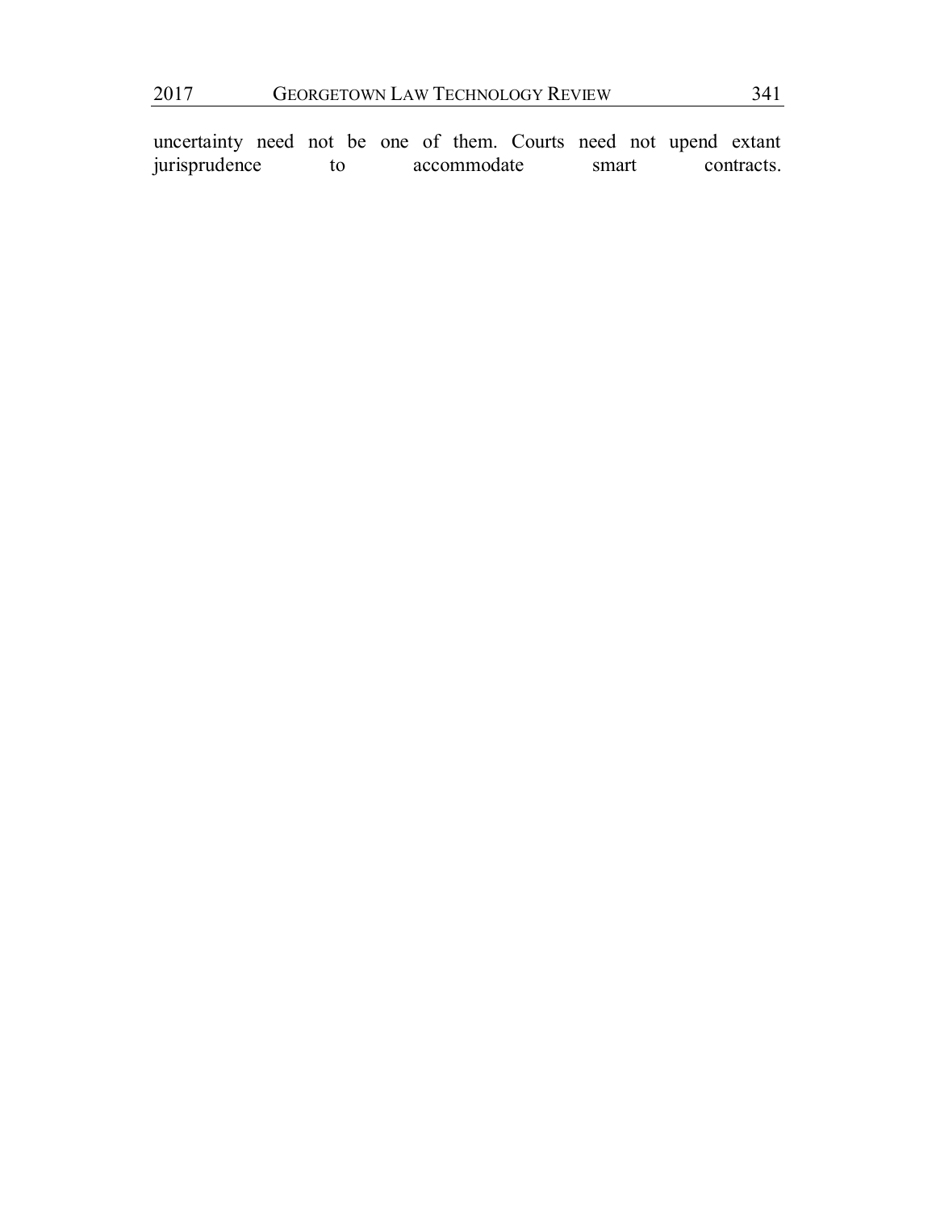uncertainty need not be one of them. Courts need not upend extant jurisprudence to accommodate smart contracts.